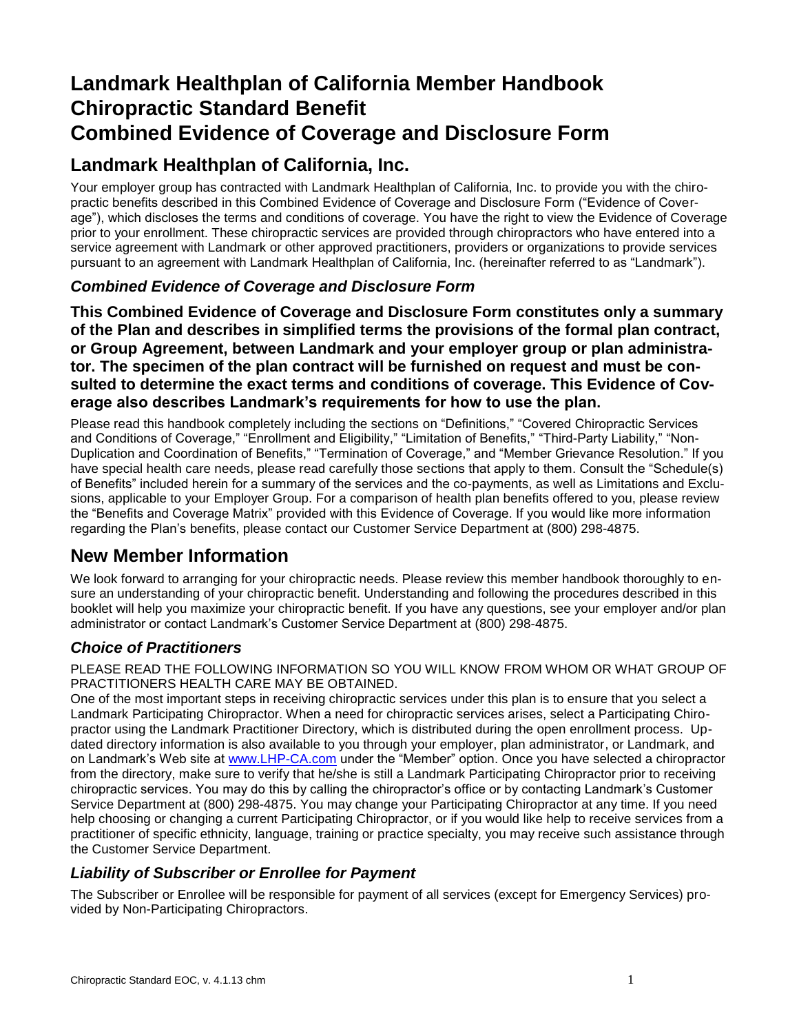# Landmark Healthplan of California Member Handbook Chiropractic Standard Benefit Combined Evidence of Coverage and Disclosure Form

## Landmark Healthplan of California, Inc.

Your employer group has contracted with Landmark Healthplan of California, Inc. to provide you with the chiropractic benefits described in this Combined Evidence of Coverage and Disclosure Form ("Evidence of Coverage"), which discloses the terms and conditions of coverage. You have the right to view the Evidence of Coverage prior to your enrollment. These chiropractic services are provided through chiropractors who have entered into a service agreement with Landmark or other approved practitioners, providers or organizations to provide services pursuant to an agreement with Landmark Healthplan of California, Inc. (hereinafter referred to as "Landmark").

### *Combined Evidence of Coverage and Disclosure Form*

**This Combined Evidence of Coverage and Disclosure Form constitutes only a summary of the Plan and describes in simplified terms the provisions of the formal plan contract, or Group Agreement, between Landmark and your employer group or plan administrator. The specimen of the plan contract will be furnished on request and must be consulted to determine the exact terms and conditions of coverage. This Evidence of Coverage also describes Landmark's requirements for how to use the plan.**

Please read this handbook completely including the sections on "Definitions," "Covered Chiropractic Services and Conditions of Coverage," "Enrollment and Eligibility," "Limitation of Benefits," "Third-Party Liability," "Non-Duplication and Coordination of Benefits," "Termination of Coverage," and "Member Grievance Resolution." If you have special health care needs, please read carefully those sections that apply to them. Consult the "Schedule(s) of Benefits" included herein for a summary of the services and the co-payments, as well as Limitations and Exclusions, applicable to your Employer Group. For a comparison of health plan benefits offered to you, please review the "Benefits and Coverage Matrix" provided with this Evidence of Coverage. If you would like more information regarding the Plan's benefits, please contact our Customer Service Department at (800) 298-4875.

## New Member Information

We look forward to arranging for your chiropractic needs. Please review this member handbook thoroughly to ensure an understanding of your chiropractic benefit. Understanding and following the procedures described in this booklet will help you maximize your chiropractic benefit. If you have any questions, see your employer and/or plan administrator or contact Landmark's Customer Service Department at (800) 298-4875.

### *Choice of Practitioners*

PLEASE READ THE FOLLOWING INFORMATION SO YOU WILL KNOW FROM WHOM OR WHAT GROUP OF PRACTITIONERS HEALTH CARE MAY BE OBTAINED.

One of the most important steps in receiving chiropractic services under this plan is to ensure that you select a Landmark Participating Chiropractor. When a need for chiropractic services arises, select a Participating Chiropractor using the Landmark Practitioner Directory, which is distributed during the open enrollment process. Updated directory information is also available to you through your employer, plan administrator, or Landmark, and on Landmark's Web site at [www.LHP-CA.com](http://www.LHP-CA.com) under the "Member" option. Once you have selected a chiropractor from the directory, make sure to verify that he/she is still a Landmark Participating Chiropractor prior to receiving chiropractic services. You may do this by calling the chiropractor's office or by contacting Landmark's Customer Service Department at (800) 298-4875. You may change your Participating Chiropractor at any time. If you need help choosing or changing a current Participating Chiropractor, or if you would like help to receive services from a practitioner of specific ethnicity, language, training or practice specialty, you may receive such assistance through the Customer Service Department.

### *Liability of Subscriber or Enrollee for Payment*

The Subscriber or Enrollee will be responsible for payment of all services (except for Emergency Services) provided by Non-Participating Chiropractors.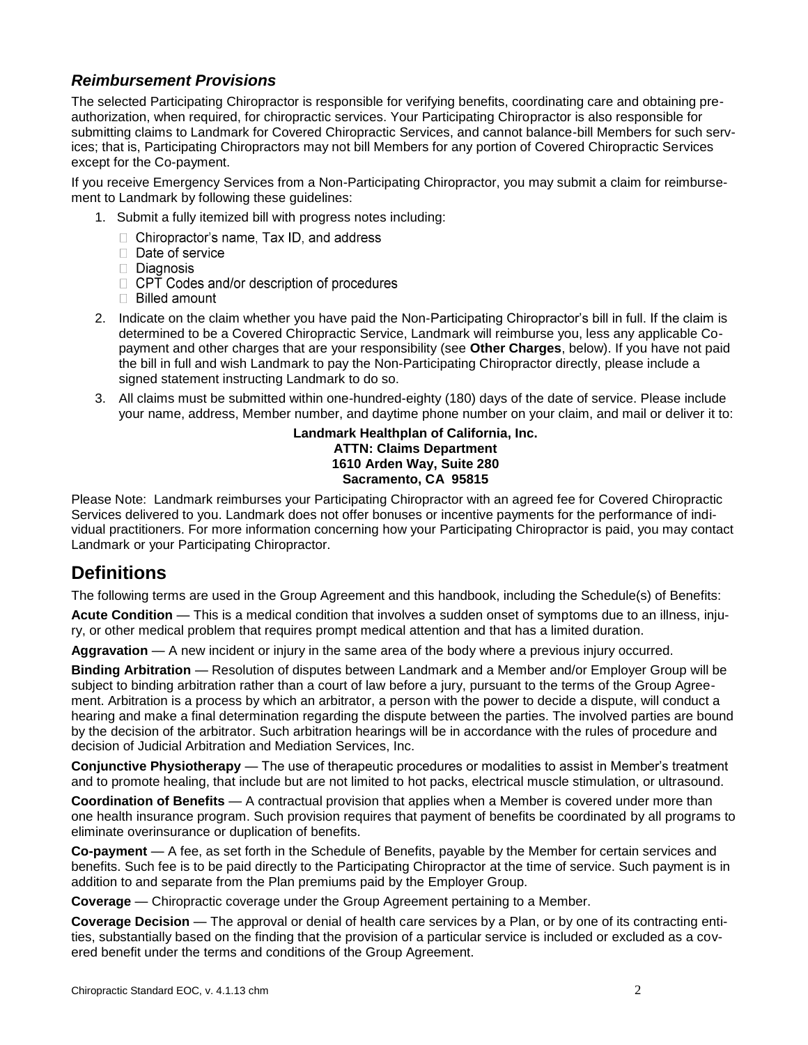### *Reimbursement Provisions*

The selected Participating Chiropractor is responsible for verifying benefits, coordinating care and obtaining pre-authorization, when required, for chiropractic services. Your Participating Chiropractor is also responsible for submitting claims to Landmark for Covered Chiropractic Services, and cannot balance-bill Members for such services; that is, Participating Chiropractors may not bill Members for any portion of Covered Chiropractic Services except for the Co-payment.

If you receive Emergency Services from a Non-Participating Chiropractor, you may submit a claim for reimbursement to Landmark by following these guidelines:

1. Submit a fully itemized bill with progress notes including:
   - Chiropractor's name, Tax ID, and address
   - Date of service
   - Diagnosis
   - CPT Codes and/or description of procedures
   - Billed amount
2. Indicate on the claim whether you have paid the Non-Participating Chiropractor's bill in full. If the claim is determined to be a Covered Chiropractic Service, Landmark will reimburse you, less any applicable Co-payment and other charges that are your responsibility (see **Other Charges**, below). If you have not paid the bill in full and wish Landmark to pay the Non-Participating Chiropractor directly, please include a signed statement instructing Landmark to do so.
3. All claims must be submitted within one-hundred-eighty (180) days of the date of service. Please include your name, address, Member number, and daytime phone number on your claim, and mail or deliver it to:

**Landmark Healthplan of California, Inc.**
**ATTN: Claims Department**
**1610 Arden Way, Suite 280**
**Sacramento, CA 95815**

Please Note: Landmark reimburses your Participating Chiropractor with an agreed fee for Covered Chiropractic Services delivered to you. Landmark does not offer bonuses or incentive payments for the performance of individual practitioners. For more information concerning how your Participating Chiropractor is paid, you may contact Landmark or your Participating Chiropractor.

## Definitions

The following terms are used in the Group Agreement and this handbook, including the Schedule(s) of Benefits:

**Acute Condition** — This is a medical condition that involves a sudden onset of symptoms due to an illness, injury, or other medical problem that requires prompt medical attention and that has a limited duration.

**Aggravation** — A new incident or injury in the same area of the body where a previous injury occurred.

**Binding Arbitration** — Resolution of disputes between Landmark and a Member and/or Employer Group will be subject to binding arbitration rather than a court of law before a jury, pursuant to the terms of the Group Agreement. Arbitration is a process by which an arbitrator, a person with the power to decide a dispute, will conduct a hearing and make a final determination regarding the dispute between the parties. The involved parties are bound by the decision of the arbitrator. Such arbitration hearings will be in accordance with the rules of procedure and decision of Judicial Arbitration and Mediation Services, Inc.

**Conjunctive Physiotherapy** — The use of therapeutic procedures or modalities to assist in Member's treatment and to promote healing, that include but are not limited to hot packs, electrical muscle stimulation, or ultrasound.

**Coordination of Benefits** — A contractual provision that applies when a Member is covered under more than one health insurance program. Such provision requires that payment of benefits be coordinated by all programs to eliminate overinsurance or duplication of benefits.

**Co-payment** — A fee, as set forth in the Schedule of Benefits, payable by the Member for certain services and benefits. Such fee is to be paid directly to the Participating Chiropractor at the time of service. Such payment is in addition to and separate from the Plan premiums paid by the Employer Group.

**Coverage** — Chiropractic coverage under the Group Agreement pertaining to a Member.

**Coverage Decision** — The approval or denial of health care services by a Plan, or by one of its contracting entities, substantially based on the finding that the provision of a particular service is included or excluded as a covered benefit under the terms and conditions of the Group Agreement.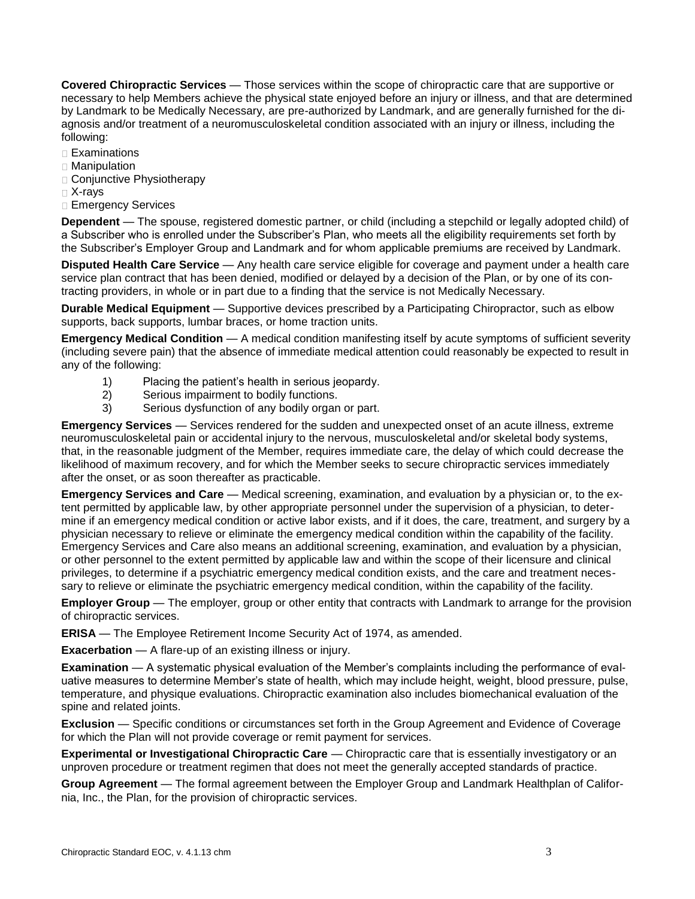**Covered Chiropractic Services** — Those services within the scope of chiropractic care that are supportive or necessary to help Members achieve the physical state enjoyed before an injury or illness, and that are determined by Landmark to be Medically Necessary, are pre-authorized by Landmark, and are generally furnished for the diagnosis and/or treatment of a neuromusculoskeletal condition associated with an injury or illness, including the following:

- Examinations
- Manipulation
- Conjunctive Physiotherapy
- X-rays
- Emergency Services

**Dependent** — The spouse, registered domestic partner, or child (including a stepchild or legally adopted child) of a Subscriber who is enrolled under the Subscriber's Plan, who meets all the eligibility requirements set forth by the Subscriber's Employer Group and Landmark and for whom applicable premiums are received by Landmark.

**Disputed Health Care Service** — Any health care service eligible for coverage and payment under a health care service plan contract that has been denied, modified or delayed by a decision of the Plan, or by one of its contracting providers, in whole or in part due to a finding that the service is not Medically Necessary.

**Durable Medical Equipment** — Supportive devices prescribed by a Participating Chiropractor, such as elbow supports, back supports, lumbar braces, or home traction units.

**Emergency Medical Condition** — A medical condition manifesting itself by acute symptoms of sufficient severity (including severe pain) that the absence of immediate medical attention could reasonably be expected to result in any of the following:

1) Placing the patient's health in serious jeopardy.
2) Serious impairment to bodily functions.
3) Serious dysfunction of any bodily organ or part.

**Emergency Services** — Services rendered for the sudden and unexpected onset of an acute illness, extreme neuromusculoskeletal pain or accidental injury to the nervous, musculoskeletal and/or skeletal body systems, that, in the reasonable judgment of the Member, requires immediate care, the delay of which could decrease the likelihood of maximum recovery, and for which the Member seeks to secure chiropractic services immediately after the onset, or as soon thereafter as practicable.

**Emergency Services and Care** — Medical screening, examination, and evaluation by a physician or, to the extent permitted by applicable law, by other appropriate personnel under the supervision of a physician, to determine if an emergency medical condition or active labor exists, and if it does, the care, treatment, and surgery by a physician necessary to relieve or eliminate the emergency medical condition within the capability of the facility. Emergency Services and Care also means an additional screening, examination, and evaluation by a physician, or other personnel to the extent permitted by applicable law and within the scope of their licensure and clinical privileges, to determine if a psychiatric emergency medical condition exists, and the care and treatment necessary to relieve or eliminate the psychiatric emergency medical condition, within the capability of the facility.

**Employer Group** — The employer, group or other entity that contracts with Landmark to arrange for the provision of chiropractic services.

**ERISA** — The Employee Retirement Income Security Act of 1974, as amended.

**Exacerbation** — A flare-up of an existing illness or injury.

**Examination** — A systematic physical evaluation of the Member's complaints including the performance of evaluative measures to determine Member's state of health, which may include height, weight, blood pressure, pulse, temperature, and physique evaluations. Chiropractic examination also includes biomechanical evaluation of the spine and related joints.

**Exclusion** — Specific conditions or circumstances set forth in the Group Agreement and Evidence of Coverage for which the Plan will not provide coverage or remit payment for services.

**Experimental or Investigational Chiropractic Care** — Chiropractic care that is essentially investigatory or an unproven procedure or treatment regimen that does not meet the generally accepted standards of practice.

**Group Agreement** — The formal agreement between the Employer Group and Landmark Healthplan of California, Inc., the Plan, for the provision of chiropractic services.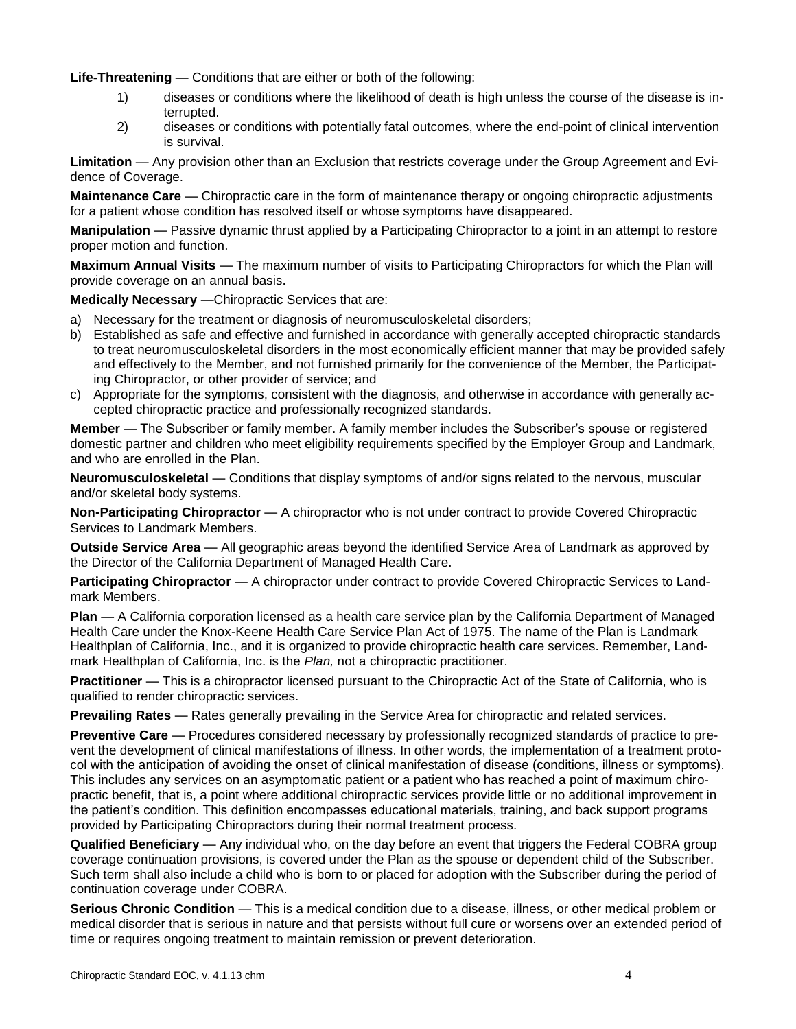**Life-Threatening** — Conditions that are either or both of the following:

1) diseases or conditions where the likelihood of death is high unless the course of the disease is interrupted.
2) diseases or conditions with potentially fatal outcomes, where the end-point of clinical intervention is survival.

**Limitation** — Any provision other than an Exclusion that restricts coverage under the Group Agreement and Evidence of Coverage.

**Maintenance Care** — Chiropractic care in the form of maintenance therapy or ongoing chiropractic adjustments for a patient whose condition has resolved itself or whose symptoms have disappeared.

**Manipulation** — Passive dynamic thrust applied by a Participating Chiropractor to a joint in an attempt to restore proper motion and function.

**Maximum Annual Visits** — The maximum number of visits to Participating Chiropractors for which the Plan will provide coverage on an annual basis.

**Medically Necessary** —Chiropractic Services that are:

a) Necessary for the treatment or diagnosis of neuromusculoskeletal disorders;
b) Established as safe and effective and furnished in accordance with generally accepted chiropractic standards to treat neuromusculoskeletal disorders in the most economically efficient manner that may be provided safely and effectively to the Member, and not furnished primarily for the convenience of the Member, the Participating Chiropractor, or other provider of service; and
c) Appropriate for the symptoms, consistent with the diagnosis, and otherwise in accordance with generally accepted chiropractic practice and professionally recognized standards.

**Member** — The Subscriber or family member. A family member includes the Subscriber's spouse or registered domestic partner and children who meet eligibility requirements specified by the Employer Group and Landmark, and who are enrolled in the Plan.

**Neuromusculoskeletal** — Conditions that display symptoms of and/or signs related to the nervous, muscular and/or skeletal body systems.

**Non-Participating Chiropractor** — A chiropractor who is not under contract to provide Covered Chiropractic Services to Landmark Members.

**Outside Service Area** — All geographic areas beyond the identified Service Area of Landmark as approved by the Director of the California Department of Managed Health Care.

**Participating Chiropractor** — A chiropractor under contract to provide Covered Chiropractic Services to Landmark Members.

**Plan** — A California corporation licensed as a health care service plan by the California Department of Managed Health Care under the Knox-Keene Health Care Service Plan Act of 1975. The name of the Plan is Landmark Healthplan of California, Inc., and it is organized to provide chiropractic health care services. Remember, Landmark Healthplan of California, Inc. is the *Plan,* not a chiropractic practitioner.

**Practitioner** — This is a chiropractor licensed pursuant to the Chiropractic Act of the State of California, who is qualified to render chiropractic services.

**Prevailing Rates** — Rates generally prevailing in the Service Area for chiropractic and related services.

**Preventive Care** — Procedures considered necessary by professionally recognized standards of practice to prevent the development of clinical manifestations of illness. In other words, the implementation of a treatment protocol with the anticipation of avoiding the onset of clinical manifestation of disease (conditions, illness or symptoms). This includes any services on an asymptomatic patient or a patient who has reached a point of maximum chiropractic benefit, that is, a point where additional chiropractic services provide little or no additional improvement in the patient's condition. This definition encompasses educational materials, training, and back support programs provided by Participating Chiropractors during their normal treatment process.

**Qualified Beneficiary** — Any individual who, on the day before an event that triggers the Federal COBRA group coverage continuation provisions, is covered under the Plan as the spouse or dependent child of the Subscriber. Such term shall also include a child who is born to or placed for adoption with the Subscriber during the period of continuation coverage under COBRA.

**Serious Chronic Condition** — This is a medical condition due to a disease, illness, or other medical problem or medical disorder that is serious in nature and that persists without full cure or worsens over an extended period of time or requires ongoing treatment to maintain remission or prevent deterioration.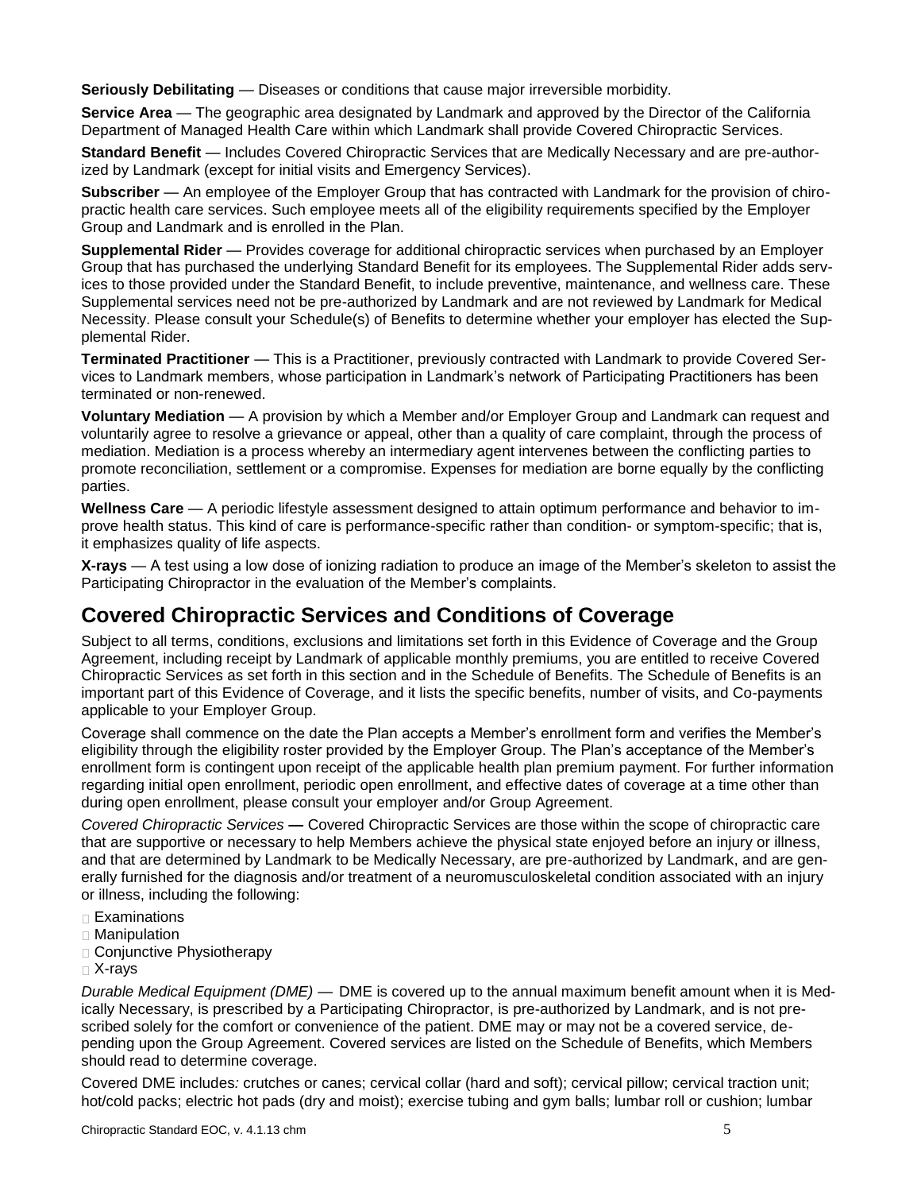**Seriously Debilitating** — Diseases or conditions that cause major irreversible morbidity.

**Service Area** — The geographic area designated by Landmark and approved by the Director of the California Department of Managed Health Care within which Landmark shall provide Covered Chiropractic Services.

**Standard Benefit** — Includes Covered Chiropractic Services that are Medically Necessary and are pre-authorized by Landmark (except for initial visits and Emergency Services).

**Subscriber** — An employee of the Employer Group that has contracted with Landmark for the provision of chiropractic health care services. Such employee meets all of the eligibility requirements specified by the Employer Group and Landmark and is enrolled in the Plan.

**Supplemental Rider** — Provides coverage for additional chiropractic services when purchased by an Employer Group that has purchased the underlying Standard Benefit for its employees. The Supplemental Rider adds services to those provided under the Standard Benefit, to include preventive, maintenance, and wellness care. These Supplemental services need not be pre-authorized by Landmark and are not reviewed by Landmark for Medical Necessity. Please consult your Schedule(s) of Benefits to determine whether your employer has elected the Supplemental Rider.

**Terminated Practitioner** — This is a Practitioner, previously contracted with Landmark to provide Covered Services to Landmark members, whose participation in Landmark's network of Participating Practitioners has been terminated or non-renewed.

**Voluntary Mediation** — A provision by which a Member and/or Employer Group and Landmark can request and voluntarily agree to resolve a grievance or appeal, other than a quality of care complaint, through the process of mediation. Mediation is a process whereby an intermediary agent intervenes between the conflicting parties to promote reconciliation, settlement or a compromise. Expenses for mediation are borne equally by the conflicting parties.

**Wellness Care** — A periodic lifestyle assessment designed to attain optimum performance and behavior to improve health status. This kind of care is performance-specific rather than condition- or symptom-specific; that is, it emphasizes quality of life aspects.

**X-rays** — A test using a low dose of ionizing radiation to produce an image of the Member's skeleton to assist the Participating Chiropractor in the evaluation of the Member's complaints.

## Covered Chiropractic Services and Conditions of Coverage

Subject to all terms, conditions, exclusions and limitations set forth in this Evidence of Coverage and the Group Agreement, including receipt by Landmark of applicable monthly premiums, you are entitled to receive Covered Chiropractic Services as set forth in this section and in the Schedule of Benefits. The Schedule of Benefits is an important part of this Evidence of Coverage, and it lists the specific benefits, number of visits, and Co-payments applicable to your Employer Group.

Coverage shall commence on the date the Plan accepts a Member's enrollment form and verifies the Member's eligibility through the eligibility roster provided by the Employer Group. The Plan's acceptance of the Member's enrollment form is contingent upon receipt of the applicable health plan premium payment. For further information regarding initial open enrollment, periodic open enrollment, and effective dates of coverage at a time other than during open enrollment, please consult your employer and/or Group Agreement.

*Covered Chiropractic Services* **—** Covered Chiropractic Services are those within the scope of chiropractic care that are supportive or necessary to help Members achieve the physical state enjoyed before an injury or illness, and that are determined by Landmark to be Medically Necessary, are pre-authorized by Landmark, and are generally furnished for the diagnosis and/or treatment of a neuromusculoskeletal condition associated with an injury or illness, including the following:

- Examinations
- Manipulation
- Conjunctive Physiotherapy
- X-rays

*Durable Medical Equipment (DME)* — DME is covered up to the annual maximum benefit amount when it is Medically Necessary, is prescribed by a Participating Chiropractor, is pre-authorized by Landmark, and is not prescribed solely for the comfort or convenience of the patient. DME may or may not be a covered service, depending upon the Group Agreement. Covered services are listed on the Schedule of Benefits, which Members should read to determine coverage.

Covered DME includes*:* crutches or canes; cervical collar (hard and soft); cervical pillow; cervical traction unit; hot/cold packs; electric hot pads (dry and moist); exercise tubing and gym balls; lumbar roll or cushion; lumbar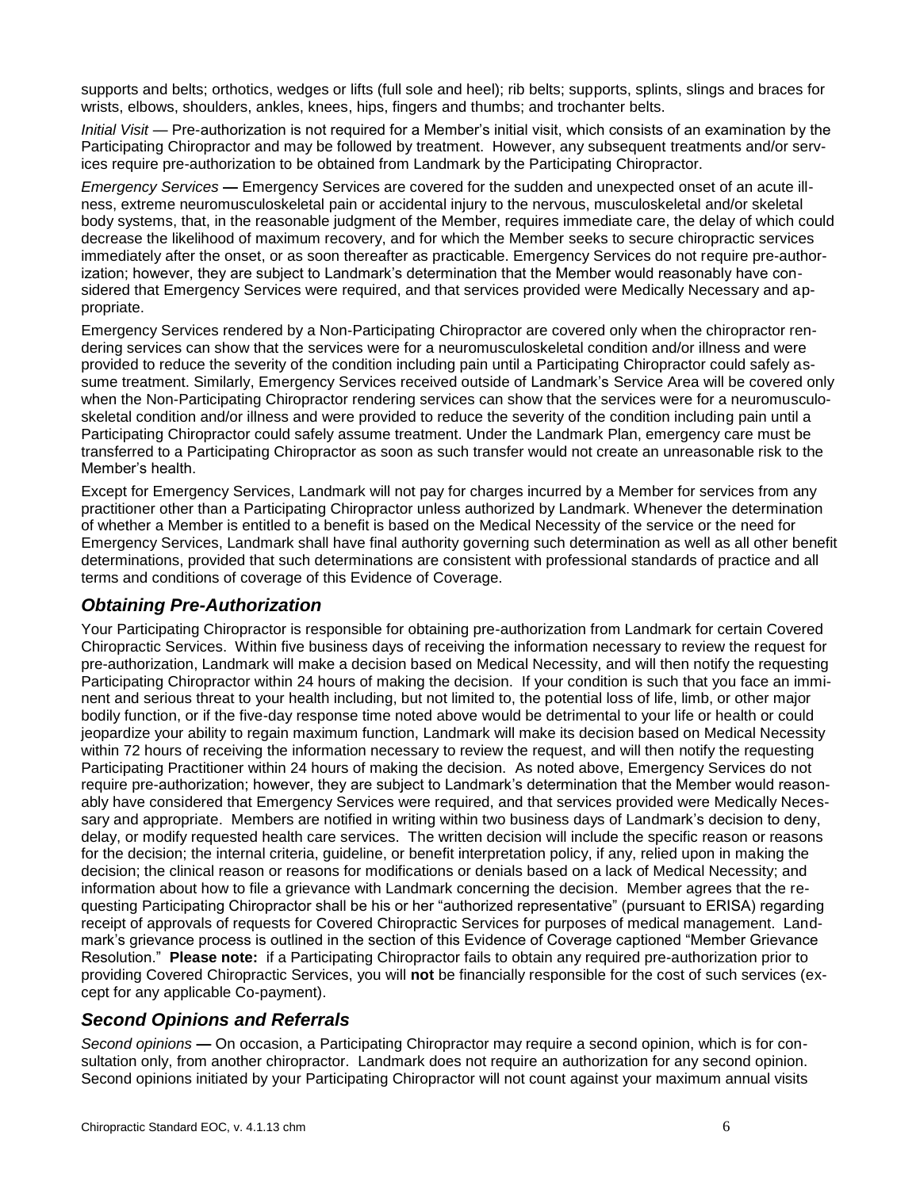supports and belts; orthotics, wedges or lifts (full sole and heel); rib belts; supports, splints, slings and braces for wrists, elbows, shoulders, ankles, knees, hips, fingers and thumbs; and trochanter belts.

*Initial Visit* — Pre-authorization is not required for a Member's initial visit, which consists of an examination by the Participating Chiropractor and may be followed by treatment. However, any subsequent treatments and/or services require pre-authorization to be obtained from Landmark by the Participating Chiropractor.

*Emergency Services* **—** Emergency Services are covered for the sudden and unexpected onset of an acute illness, extreme neuromusculoskeletal pain or accidental injury to the nervous, musculoskeletal and/or skeletal body systems, that, in the reasonable judgment of the Member, requires immediate care, the delay of which could decrease the likelihood of maximum recovery, and for which the Member seeks to secure chiropractic services immediately after the onset, or as soon thereafter as practicable. Emergency Services do not require pre-authorization; however, they are subject to Landmark's determination that the Member would reasonably have considered that Emergency Services were required, and that services provided were Medically Necessary and appropriate.

Emergency Services rendered by a Non-Participating Chiropractor are covered only when the chiropractor rendering services can show that the services were for a neuromusculoskeletal condition and/or illness and were provided to reduce the severity of the condition including pain until a Participating Chiropractor could safely assume treatment. Similarly, Emergency Services received outside of Landmark's Service Area will be covered only when the Non-Participating Chiropractor rendering services can show that the services were for a neuromusculoskeletal condition and/or illness and were provided to reduce the severity of the condition including pain until a Participating Chiropractor could safely assume treatment. Under the Landmark Plan, emergency care must be transferred to a Participating Chiropractor as soon as such transfer would not create an unreasonable risk to the Member's health.

Except for Emergency Services, Landmark will not pay for charges incurred by a Member for services from any practitioner other than a Participating Chiropractor unless authorized by Landmark. Whenever the determination of whether a Member is entitled to a benefit is based on the Medical Necessity of the service or the need for Emergency Services, Landmark shall have final authority governing such determination as well as all other benefit determinations, provided that such determinations are consistent with professional standards of practice and all terms and conditions of coverage of this Evidence of Coverage.

## *Obtaining Pre-Authorization*

Your Participating Chiropractor is responsible for obtaining pre-authorization from Landmark for certain Covered Chiropractic Services. Within five business days of receiving the information necessary to review the request for pre-authorization, Landmark will make a decision based on Medical Necessity, and will then notify the requesting Participating Chiropractor within 24 hours of making the decision. If your condition is such that you face an imminent and serious threat to your health including, but not limited to, the potential loss of life, limb, or other major bodily function, or if the five-day response time noted above would be detrimental to your life or health or could jeopardize your ability to regain maximum function, Landmark will make its decision based on Medical Necessity within 72 hours of receiving the information necessary to review the request, and will then notify the requesting Participating Practitioner within 24 hours of making the decision. As noted above, Emergency Services do not require pre-authorization; however, they are subject to Landmark's determination that the Member would reasonably have considered that Emergency Services were required, and that services provided were Medically Necessary and appropriate. Members are notified in writing within two business days of Landmark's decision to deny, delay, or modify requested health care services. The written decision will include the specific reason or reasons for the decision; the internal criteria, guideline, or benefit interpretation policy, if any, relied upon in making the decision; the clinical reason or reasons for modifications or denials based on a lack of Medical Necessity; and information about how to file a grievance with Landmark concerning the decision. Member agrees that the requesting Participating Chiropractor shall be his or her "authorized representative" (pursuant to ERISA) regarding receipt of approvals of requests for Covered Chiropractic Services for purposes of medical management. Landmark's grievance process is outlined in the section of this Evidence of Coverage captioned "Member Grievance Resolution." **Please note:** if a Participating Chiropractor fails to obtain any required pre-authorization prior to providing Covered Chiropractic Services, you will **not** be financially responsible for the cost of such services (except for any applicable Co-payment).

## *Second Opinions and Referrals*

*Second opinions* **—** On occasion, a Participating Chiropractor may require a second opinion, which is for consultation only, from another chiropractor. Landmark does not require an authorization for any second opinion. Second opinions initiated by your Participating Chiropractor will not count against your maximum annual visits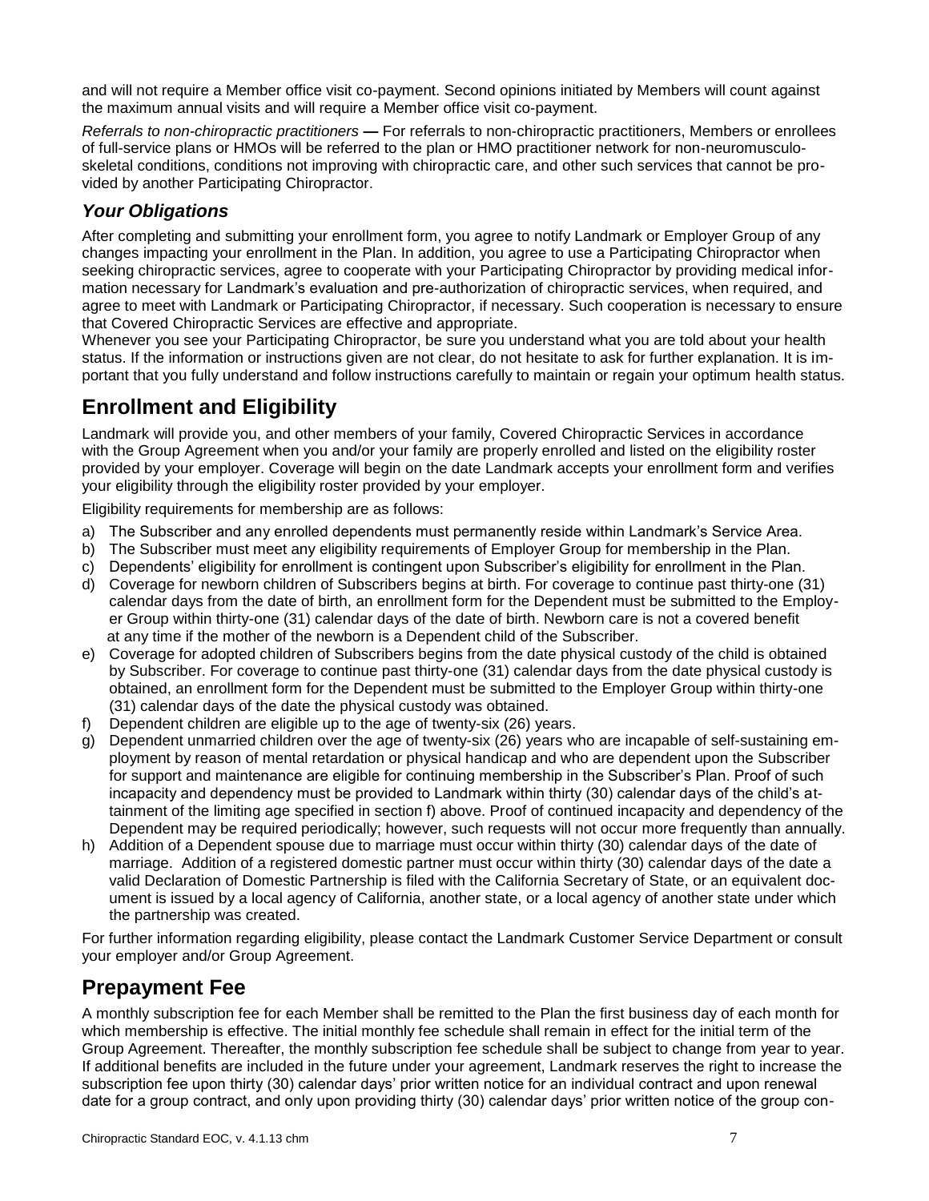and will not require a Member office visit co-payment. Second opinions initiated by Members will count against the maximum annual visits and will require a Member office visit co-payment.

*Referrals to non-chiropractic practitioners* **—** For referrals to non-chiropractic practitioners, Members or enrollees of full-service plans or HMOs will be referred to the plan or HMO practitioner network for non-neuromusculoskeletal conditions, conditions not improving with chiropractic care, and other such services that cannot be provided by another Participating Chiropractor.

### *Your Obligations*

After completing and submitting your enrollment form, you agree to notify Landmark or Employer Group of any changes impacting your enrollment in the Plan. In addition, you agree to use a Participating Chiropractor when seeking chiropractic services, agree to cooperate with your Participating Chiropractor by providing medical information necessary for Landmark's evaluation and pre-authorization of chiropractic services, when required, and agree to meet with Landmark or Participating Chiropractor, if necessary. Such cooperation is necessary to ensure that Covered Chiropractic Services are effective and appropriate.

Whenever you see your Participating Chiropractor, be sure you understand what you are told about your health status. If the information or instructions given are not clear, do not hesitate to ask for further explanation. It is important that you fully understand and follow instructions carefully to maintain or regain your optimum health status.

## Enrollment and Eligibility

Landmark will provide you, and other members of your family, Covered Chiropractic Services in accordance with the Group Agreement when you and/or your family are properly enrolled and listed on the eligibility roster provided by your employer. Coverage will begin on the date Landmark accepts your enrollment form and verifies your eligibility through the eligibility roster provided by your employer.

Eligibility requirements for membership are as follows:

a) The Subscriber and any enrolled dependents must permanently reside within Landmark's Service Area.
b) The Subscriber must meet any eligibility requirements of Employer Group for membership in the Plan.
c) Dependents' eligibility for enrollment is contingent upon Subscriber's eligibility for enrollment in the Plan.
d) Coverage for newborn children of Subscribers begins at birth. For coverage to continue past thirty-one (31) calendar days from the date of birth, an enrollment form for the Dependent must be submitted to the Employer Group within thirty-one (31) calendar days of the date of birth. Newborn care is not a covered benefit at any time if the mother of the newborn is a Dependent child of the Subscriber.
e) Coverage for adopted children of Subscribers begins from the date physical custody of the child is obtained by Subscriber. For coverage to continue past thirty-one (31) calendar days from the date physical custody is obtained, an enrollment form for the Dependent must be submitted to the Employer Group within thirty-one (31) calendar days of the date the physical custody was obtained.
f) Dependent children are eligible up to the age of twenty-six (26) years.
g) Dependent unmarried children over the age of twenty-six (26) years who are incapable of self-sustaining employment by reason of mental retardation or physical handicap and who are dependent upon the Subscriber for support and maintenance are eligible for continuing membership in the Subscriber's Plan. Proof of such incapacity and dependency must be provided to Landmark within thirty (30) calendar days of the child's attainment of the limiting age specified in section f) above. Proof of continued incapacity and dependency of the Dependent may be required periodically; however, such requests will not occur more frequently than annually.
h) Addition of a Dependent spouse due to marriage must occur within thirty (30) calendar days of the date of marriage. Addition of a registered domestic partner must occur within thirty (30) calendar days of the date a valid Declaration of Domestic Partnership is filed with the California Secretary of State, or an equivalent document is issued by a local agency of California, another state, or a local agency of another state under which the partnership was created.

For further information regarding eligibility, please contact the Landmark Customer Service Department or consult your employer and/or Group Agreement.

## Prepayment Fee

A monthly subscription fee for each Member shall be remitted to the Plan the first business day of each month for which membership is effective. The initial monthly fee schedule shall remain in effect for the initial term of the Group Agreement. Thereafter, the monthly subscription fee schedule shall be subject to change from year to year. If additional benefits are included in the future under your agreement, Landmark reserves the right to increase the subscription fee upon thirty (30) calendar days' prior written notice for an individual contract and upon renewal date for a group contract, and only upon providing thirty (30) calendar days' prior written notice of the group con-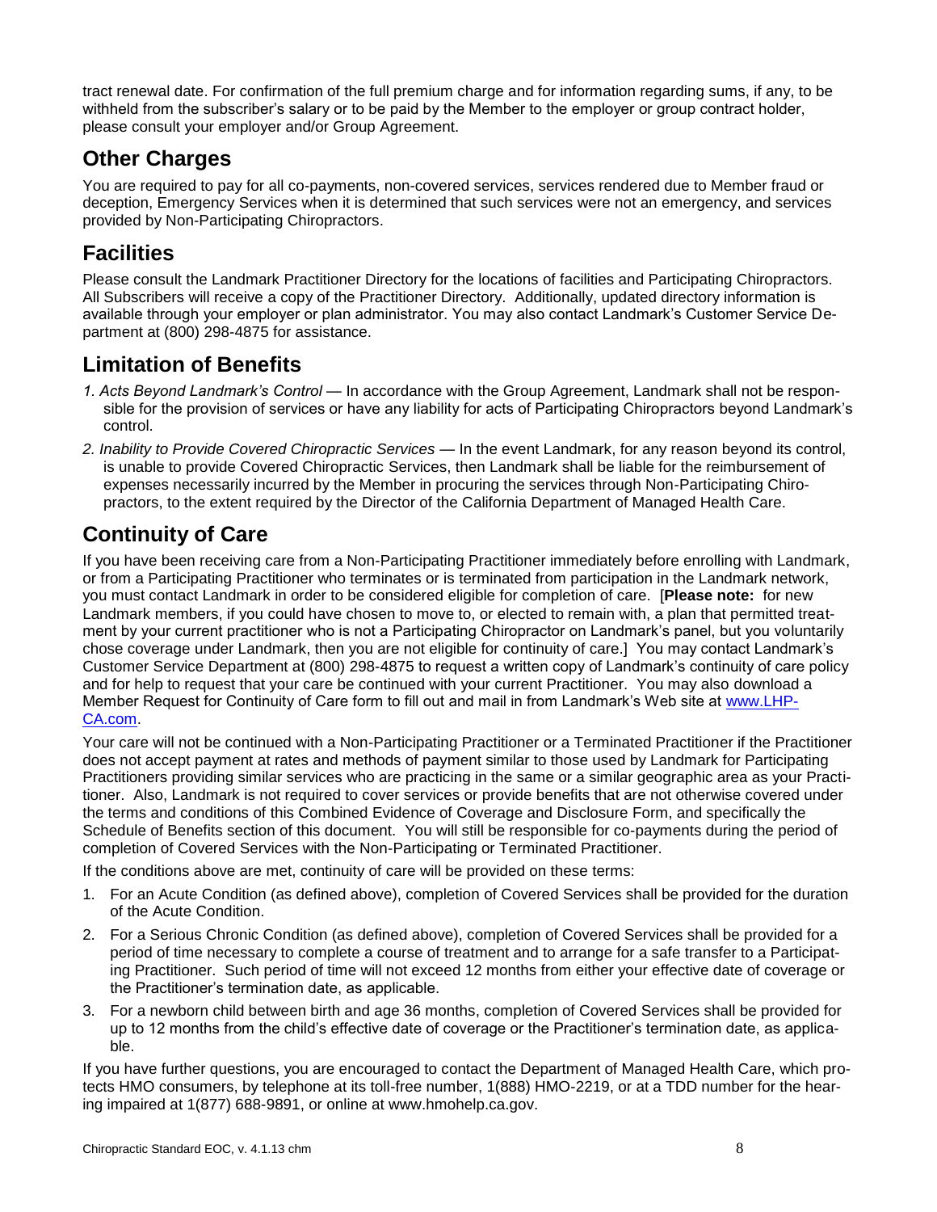tract renewal date. For confirmation of the full premium charge and for information regarding sums, if any, to be withheld from the subscriber's salary or to be paid by the Member to the employer or group contract holder, please consult your employer and/or Group Agreement.

## Other Charges

You are required to pay for all co-payments, non-covered services, services rendered due to Member fraud or deception, Emergency Services when it is determined that such services were not an emergency, and services provided by Non-Participating Chiropractors.

## Facilities

Please consult the Landmark Practitioner Directory for the locations of facilities and Participating Chiropractors. All Subscribers will receive a copy of the Practitioner Directory. Additionally, updated directory information is available through your employer or plan administrator. You may also contact Landmark's Customer Service Department at (800) 298-4875 for assistance.

## Limitation of Benefits

1. *Acts Beyond Landmark's Control* — In accordance with the Group Agreement, Landmark shall not be responsible for the provision of services or have any liability for acts of Participating Chiropractors beyond Landmark's control.
2. *Inability to Provide Covered Chiropractic Services* — In the event Landmark, for any reason beyond its control, is unable to provide Covered Chiropractic Services, then Landmark shall be liable for the reimbursement of expenses necessarily incurred by the Member in procuring the services through Non-Participating Chiropractors, to the extent required by the Director of the California Department of Managed Health Care.

## Continuity of Care

If you have been receiving care from a Non-Participating Practitioner immediately before enrolling with Landmark, or from a Participating Practitioner who terminates or is terminated from participation in the Landmark network, you must contact Landmark in order to be considered eligible for completion of care. [**Please note:** for new Landmark members, if you could have chosen to move to, or elected to remain with, a plan that permitted treatment by your current practitioner who is not a Participating Chiropractor on Landmark's panel, but you voluntarily chose coverage under Landmark, then you are not eligible for continuity of care.] You may contact Landmark's Customer Service Department at (800) 298-4875 to request a written copy of Landmark's continuity of care policy and for help to request that your care be continued with your current Practitioner. You may also download a Member Request for Continuity of Care form to fill out and mail in from Landmark's Web site at www.LHP-CA.com.

Your care will not be continued with a Non-Participating Practitioner or a Terminated Practitioner if the Practitioner does not accept payment at rates and methods of payment similar to those used by Landmark for Participating Practitioners providing similar services who are practicing in the same or a similar geographic area as your Practitioner. Also, Landmark is not required to cover services or provide benefits that are not otherwise covered under the terms and conditions of this Combined Evidence of Coverage and Disclosure Form, and specifically the Schedule of Benefits section of this document. You will still be responsible for co-payments during the period of completion of Covered Services with the Non-Participating or Terminated Practitioner.

If the conditions above are met, continuity of care will be provided on these terms:

1. For an Acute Condition (as defined above), completion of Covered Services shall be provided for the duration of the Acute Condition.
2. For a Serious Chronic Condition (as defined above), completion of Covered Services shall be provided for a period of time necessary to complete a course of treatment and to arrange for a safe transfer to a Participating Practitioner. Such period of time will not exceed 12 months from either your effective date of coverage or the Practitioner's termination date, as applicable.
3. For a newborn child between birth and age 36 months, completion of Covered Services shall be provided for up to 12 months from the child's effective date of coverage or the Practitioner's termination date, as applicable.

If you have further questions, you are encouraged to contact the Department of Managed Health Care, which protects HMO consumers, by telephone at its toll-free number, 1(888) HMO-2219, or at a TDD number for the hearing impaired at 1(877) 688-9891, or online at www.hmohelp.ca.gov.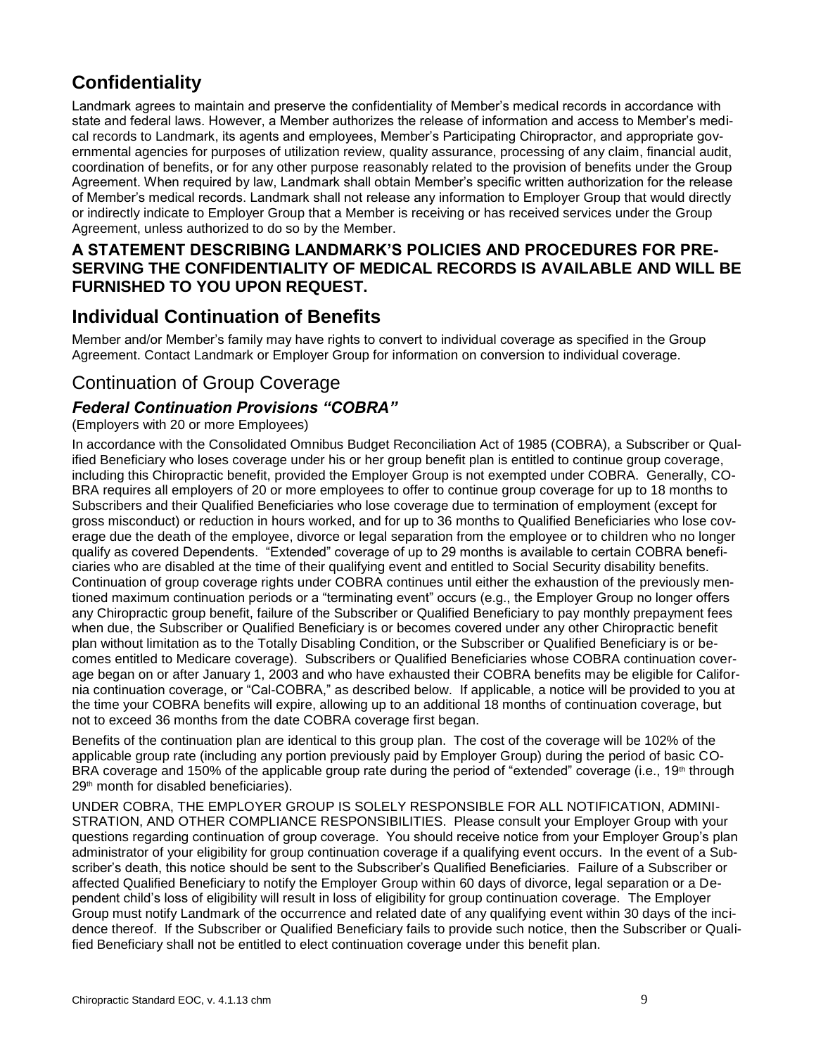## Confidentiality

Landmark agrees to maintain and preserve the confidentiality of Member's medical records in accordance with state and federal laws. However, a Member authorizes the release of information and access to Member's medical records to Landmark, its agents and employees, Member's Participating Chiropractor, and appropriate governmental agencies for purposes of utilization review, quality assurance, processing of any claim, financial audit, coordination of benefits, or for any other purpose reasonably related to the provision of benefits under the Group Agreement. When required by law, Landmark shall obtain Member's specific written authorization for the release of Member's medical records. Landmark shall not release any information to Employer Group that would directly or indirectly indicate to Employer Group that a Member is receiving or has received services under the Group Agreement, unless authorized to do so by the Member.

**A STATEMENT DESCRIBING LANDMARK'S POLICIES AND PROCEDURES FOR PRESERVING THE CONFIDENTIALITY OF MEDICAL RECORDS IS AVAILABLE AND WILL BE FURNISHED TO YOU UPON REQUEST.**

## Individual Continuation of Benefits

Member and/or Member's family may have rights to convert to individual coverage as specified in the Group Agreement. Contact Landmark or Employer Group for information on conversion to individual coverage.

## Continuation of Group Coverage

### *Federal Continuation Provisions "COBRA"*

(Employers with 20 or more Employees)

In accordance with the Consolidated Omnibus Budget Reconciliation Act of 1985 (COBRA), a Subscriber or Qualified Beneficiary who loses coverage under his or her group benefit plan is entitled to continue group coverage, including this Chiropractic benefit, provided the Employer Group is not exempted under COBRA. Generally, COBRA requires all employers of 20 or more employees to offer to continue group coverage for up to 18 months to Subscribers and their Qualified Beneficiaries who lose coverage due to termination of employment (except for gross misconduct) or reduction in hours worked, and for up to 36 months to Qualified Beneficiaries who lose coverage due the death of the employee, divorce or legal separation from the employee or to children who no longer qualify as covered Dependents. "Extended" coverage of up to 29 months is available to certain COBRA beneficiaries who are disabled at the time of their qualifying event and entitled to Social Security disability benefits. Continuation of group coverage rights under COBRA continues until either the exhaustion of the previously mentioned maximum continuation periods or a "terminating event" occurs (e.g., the Employer Group no longer offers any Chiropractic group benefit, failure of the Subscriber or Qualified Beneficiary to pay monthly prepayment fees when due, the Subscriber or Qualified Beneficiary is or becomes covered under any other Chiropractic benefit plan without limitation as to the Totally Disabling Condition, or the Subscriber or Qualified Beneficiary is or becomes entitled to Medicare coverage). Subscribers or Qualified Beneficiaries whose COBRA continuation coverage began on or after January 1, 2003 and who have exhausted their COBRA benefits may be eligible for California continuation coverage, or "Cal-COBRA," as described below. If applicable, a notice will be provided to you at the time your COBRA benefits will expire, allowing up to an additional 18 months of continuation coverage, but not to exceed 36 months from the date COBRA coverage first began.

Benefits of the continuation plan are identical to this group plan. The cost of the coverage will be 102% of the applicable group rate (including any portion previously paid by Employer Group) during the period of basic COBRA coverage and 150% of the applicable group rate during the period of "extended" coverage (i.e., 19th through 29th month for disabled beneficiaries).

UNDER COBRA, THE EMPLOYER GROUP IS SOLELY RESPONSIBLE FOR ALL NOTIFICATION, ADMINISTRATION, AND OTHER COMPLIANCE RESPONSIBILITIES. Please consult your Employer Group with your questions regarding continuation of group coverage. You should receive notice from your Employer Group's plan administrator of your eligibility for group continuation coverage if a qualifying event occurs. In the event of a Subscriber's death, this notice should be sent to the Subscriber's Qualified Beneficiaries. Failure of a Subscriber or affected Qualified Beneficiary to notify the Employer Group within 60 days of divorce, legal separation or a Dependent child's loss of eligibility will result in loss of eligibility for group continuation coverage. The Employer Group must notify Landmark of the occurrence and related date of any qualifying event within 30 days of the incidence thereof. If the Subscriber or Qualified Beneficiary fails to provide such notice, then the Subscriber or Qualified Beneficiary shall not be entitled to elect continuation coverage under this benefit plan.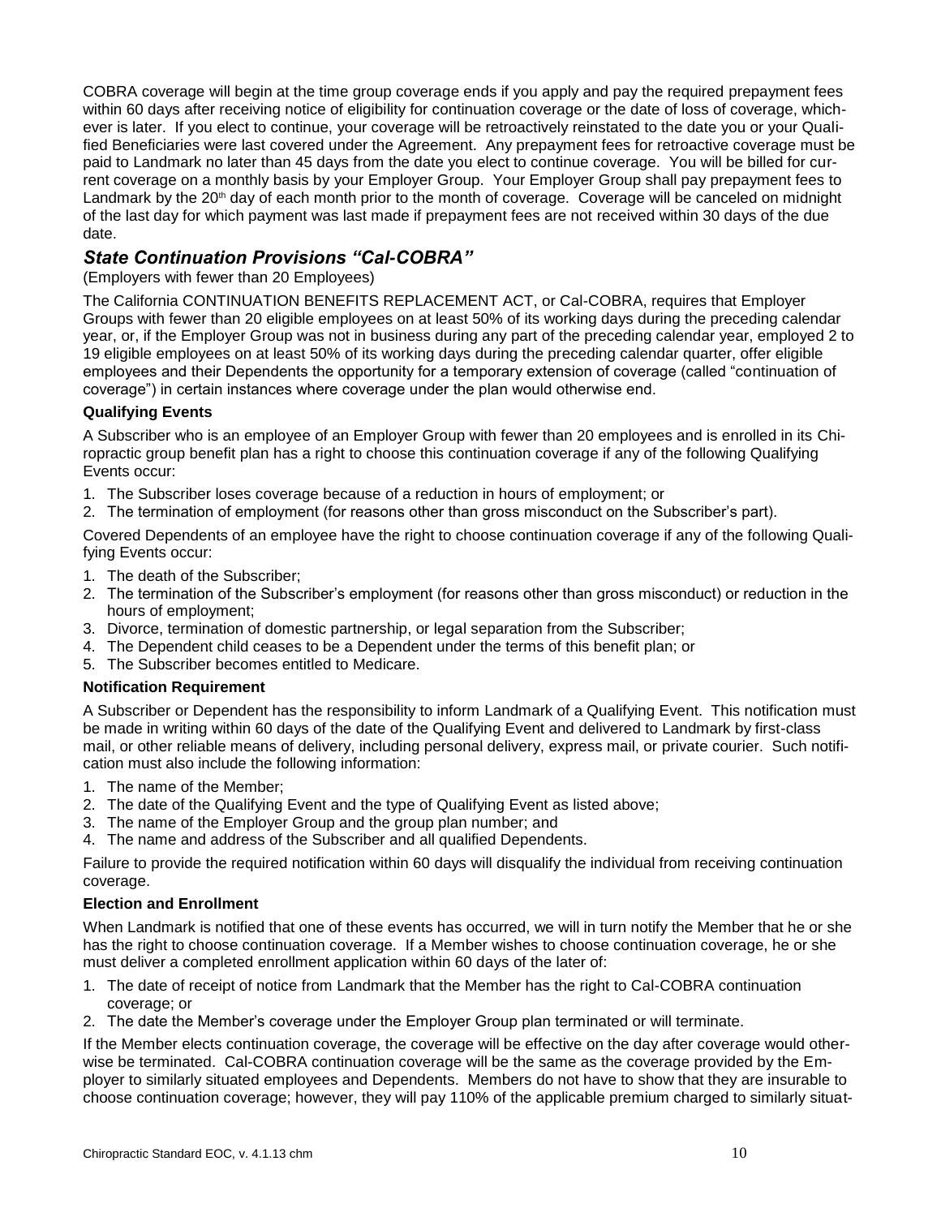COBRA coverage will begin at the time group coverage ends if you apply and pay the required prepayment fees within 60 days after receiving notice of eligibility for continuation coverage or the date of loss of coverage, whichever is later. If you elect to continue, your coverage will be retroactively reinstated to the date you or your Qualified Beneficiaries were last covered under the Agreement. Any prepayment fees for retroactive coverage must be paid to Landmark no later than 45 days from the date you elect to continue coverage. You will be billed for current coverage on a monthly basis by your Employer Group. Your Employer Group shall pay prepayment fees to Landmark by the 20th day of each month prior to the month of coverage. Coverage will be canceled on midnight of the last day for which payment was last made if prepayment fees are not received within 30 days of the due date.

## *State Continuation Provisions "Cal-COBRA"*

(Employers with fewer than 20 Employees)

The California CONTINUATION BENEFITS REPLACEMENT ACT, or Cal-COBRA, requires that Employer Groups with fewer than 20 eligible employees on at least 50% of its working days during the preceding calendar year, or, if the Employer Group was not in business during any part of the preceding calendar year, employed 2 to 19 eligible employees on at least 50% of its working days during the preceding calendar quarter, offer eligible employees and their Dependents the opportunity for a temporary extension of coverage (called "continuation of coverage") in certain instances where coverage under the plan would otherwise end.

**Qualifying Events**

A Subscriber who is an employee of an Employer Group with fewer than 20 employees and is enrolled in its Chiropractic group benefit plan has a right to choose this continuation coverage if any of the following Qualifying Events occur:

1. The Subscriber loses coverage because of a reduction in hours of employment; or
2. The termination of employment (for reasons other than gross misconduct on the Subscriber's part).

Covered Dependents of an employee have the right to choose continuation coverage if any of the following Qualifying Events occur:

1. The death of the Subscriber;
2. The termination of the Subscriber's employment (for reasons other than gross misconduct) or reduction in the hours of employment;
3. Divorce, termination of domestic partnership, or legal separation from the Subscriber;
4. The Dependent child ceases to be a Dependent under the terms of this benefit plan; or
5. The Subscriber becomes entitled to Medicare.

**Notification Requirement**

A Subscriber or Dependent has the responsibility to inform Landmark of a Qualifying Event. This notification must be made in writing within 60 days of the date of the Qualifying Event and delivered to Landmark by first-class mail, or other reliable means of delivery, including personal delivery, express mail, or private courier. Such notification must also include the following information:

1. The name of the Member;
2. The date of the Qualifying Event and the type of Qualifying Event as listed above;
3. The name of the Employer Group and the group plan number; and
4. The name and address of the Subscriber and all qualified Dependents.

Failure to provide the required notification within 60 days will disqualify the individual from receiving continuation coverage.

**Election and Enrollment**

When Landmark is notified that one of these events has occurred, we will in turn notify the Member that he or she has the right to choose continuation coverage. If a Member wishes to choose continuation coverage, he or she must deliver a completed enrollment application within 60 days of the later of:

1. The date of receipt of notice from Landmark that the Member has the right to Cal-COBRA continuation coverage; or
2. The date the Member's coverage under the Employer Group plan terminated or will terminate.

If the Member elects continuation coverage, the coverage will be effective on the day after coverage would otherwise be terminated. Cal-COBRA continuation coverage will be the same as the coverage provided by the Employer to similarly situated employees and Dependents. Members do not have to show that they are insurable to choose continuation coverage; however, they will pay 110% of the applicable premium charged to similarly situat-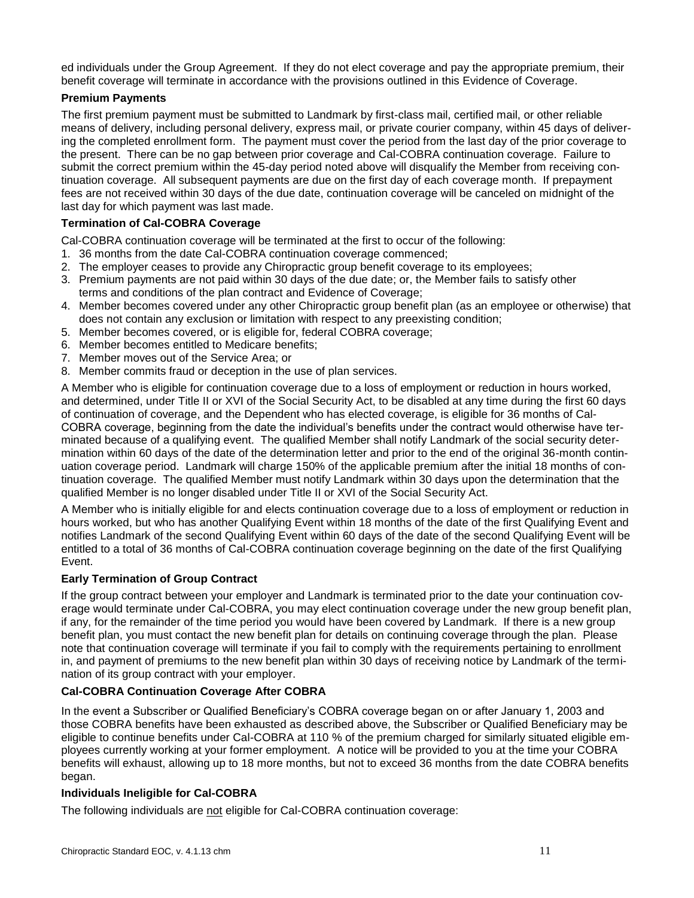ed individuals under the Group Agreement. If they do not elect coverage and pay the appropriate premium, their benefit coverage will terminate in accordance with the provisions outlined in this Evidence of Coverage.

**Premium Payments**

The first premium payment must be submitted to Landmark by first-class mail, certified mail, or other reliable means of delivery, including personal delivery, express mail, or private courier company, within 45 days of delivering the completed enrollment form. The payment must cover the period from the last day of the prior coverage to the present. There can be no gap between prior coverage and Cal-COBRA continuation coverage. Failure to submit the correct premium within the 45-day period noted above will disqualify the Member from receiving continuation coverage. All subsequent payments are due on the first day of each coverage month. If prepayment fees are not received within 30 days of the due date, continuation coverage will be canceled on midnight of the last day for which payment was last made.

**Termination of Cal-COBRA Coverage**

Cal-COBRA continuation coverage will be terminated at the first to occur of the following:

1. 36 months from the date Cal-COBRA continuation coverage commenced;
2. The employer ceases to provide any Chiropractic group benefit coverage to its employees;
3. Premium payments are not paid within 30 days of the due date; or, the Member fails to satisfy other terms and conditions of the plan contract and Evidence of Coverage;
4. Member becomes covered under any other Chiropractic group benefit plan (as an employee or otherwise) that does not contain any exclusion or limitation with respect to any preexisting condition;
5. Member becomes covered, or is eligible for, federal COBRA coverage;
6. Member becomes entitled to Medicare benefits;
7. Member moves out of the Service Area; or
8. Member commits fraud or deception in the use of plan services.

A Member who is eligible for continuation coverage due to a loss of employment or reduction in hours worked, and determined, under Title II or XVI of the Social Security Act, to be disabled at any time during the first 60 days of continuation of coverage, and the Dependent who has elected coverage, is eligible for 36 months of Cal-COBRA coverage, beginning from the date the individual's benefits under the contract would otherwise have terminated because of a qualifying event. The qualified Member shall notify Landmark of the social security determination within 60 days of the date of the determination letter and prior to the end of the original 36-month continuation coverage period. Landmark will charge 150% of the applicable premium after the initial 18 months of continuation coverage. The qualified Member must notify Landmark within 30 days upon the determination that the qualified Member is no longer disabled under Title II or XVI of the Social Security Act.

A Member who is initially eligible for and elects continuation coverage due to a loss of employment or reduction in hours worked, but who has another Qualifying Event within 18 months of the date of the first Qualifying Event and notifies Landmark of the second Qualifying Event within 60 days of the date of the second Qualifying Event will be entitled to a total of 36 months of Cal-COBRA continuation coverage beginning on the date of the first Qualifying Event.

**Early Termination of Group Contract**

If the group contract between your employer and Landmark is terminated prior to the date your continuation coverage would terminate under Cal-COBRA, you may elect continuation coverage under the new group benefit plan, if any, for the remainder of the time period you would have been covered by Landmark. If there is a new group benefit plan, you must contact the new benefit plan for details on continuing coverage through the plan. Please note that continuation coverage will terminate if you fail to comply with the requirements pertaining to enrollment in, and payment of premiums to the new benefit plan within 30 days of receiving notice by Landmark of the termination of its group contract with your employer.

**Cal-COBRA Continuation Coverage After COBRA**

In the event a Subscriber or Qualified Beneficiary's COBRA coverage began on or after January 1, 2003 and those COBRA benefits have been exhausted as described above, the Subscriber or Qualified Beneficiary may be eligible to continue benefits under Cal-COBRA at 110 % of the premium charged for similarly situated eligible employees currently working at your former employment. A notice will be provided to you at the time your COBRA benefits will exhaust, allowing up to 18 more months, but not to exceed 36 months from the date COBRA benefits began.

**Individuals Ineligible for Cal-COBRA**

The following individuals are not eligible for Cal-COBRA continuation coverage: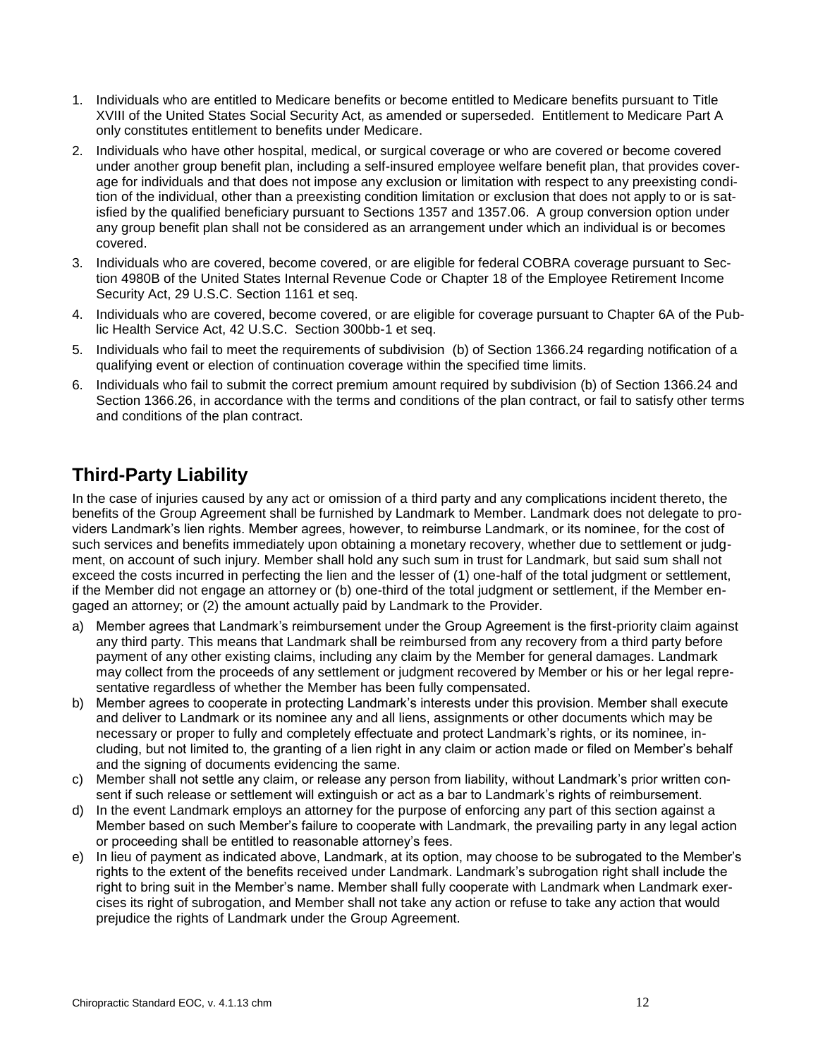1. Individuals who are entitled to Medicare benefits or become entitled to Medicare benefits pursuant to Title XVIII of the United States Social Security Act, as amended or superseded. Entitlement to Medicare Part A only constitutes entitlement to benefits under Medicare.
2. Individuals who have other hospital, medical, or surgical coverage or who are covered or become covered under another group benefit plan, including a self-insured employee welfare benefit plan, that provides coverage for individuals and that does not impose any exclusion or limitation with respect to any preexisting condition of the individual, other than a preexisting condition limitation or exclusion that does not apply to or is satisfied by the qualified beneficiary pursuant to Sections 1357 and 1357.06. A group conversion option under any group benefit plan shall not be considered as an arrangement under which an individual is or becomes covered.
3. Individuals who are covered, become covered, or are eligible for federal COBRA coverage pursuant to Section 4980B of the United States Internal Revenue Code or Chapter 18 of the Employee Retirement Income Security Act, 29 U.S.C. Section 1161 et seq.
4. Individuals who are covered, become covered, or are eligible for coverage pursuant to Chapter 6A of the Public Health Service Act, 42 U.S.C. Section 300bb-1 et seq.
5. Individuals who fail to meet the requirements of subdivision (b) of Section 1366.24 regarding notification of a qualifying event or election of continuation coverage within the specified time limits.
6. Individuals who fail to submit the correct premium amount required by subdivision (b) of Section 1366.24 and Section 1366.26, in accordance with the terms and conditions of the plan contract, or fail to satisfy other terms and conditions of the plan contract.

## Third-Party Liability

In the case of injuries caused by any act or omission of a third party and any complications incident thereto, the benefits of the Group Agreement shall be furnished by Landmark to Member. Landmark does not delegate to providers Landmark's lien rights. Member agrees, however, to reimburse Landmark, or its nominee, for the cost of such services and benefits immediately upon obtaining a monetary recovery, whether due to settlement or judgment, on account of such injury. Member shall hold any such sum in trust for Landmark, but said sum shall not exceed the costs incurred in perfecting the lien and the lesser of (1) one-half of the total judgment or settlement, if the Member did not engage an attorney or (b) one-third of the total judgment or settlement, if the Member engaged an attorney; or (2) the amount actually paid by Landmark to the Provider.

a) Member agrees that Landmark's reimbursement under the Group Agreement is the first-priority claim against any third party. This means that Landmark shall be reimbursed from any recovery from a third party before payment of any other existing claims, including any claim by the Member for general damages. Landmark may collect from the proceeds of any settlement or judgment recovered by Member or his or her legal representative regardless of whether the Member has been fully compensated.
b) Member agrees to cooperate in protecting Landmark's interests under this provision. Member shall execute and deliver to Landmark or its nominee any and all liens, assignments or other documents which may be necessary or proper to fully and completely effectuate and protect Landmark's rights, or its nominee, including, but not limited to, the granting of a lien right in any claim or action made or filed on Member's behalf and the signing of documents evidencing the same.
c) Member shall not settle any claim, or release any person from liability, without Landmark's prior written consent if such release or settlement will extinguish or act as a bar to Landmark's rights of reimbursement.
d) In the event Landmark employs an attorney for the purpose of enforcing any part of this section against a Member based on such Member's failure to cooperate with Landmark, the prevailing party in any legal action or proceeding shall be entitled to reasonable attorney's fees.
e) In lieu of payment as indicated above, Landmark, at its option, may choose to be subrogated to the Member's rights to the extent of the benefits received under Landmark. Landmark's subrogation right shall include the right to bring suit in the Member's name. Member shall fully cooperate with Landmark when Landmark exercises its right of subrogation, and Member shall not take any action or refuse to take any action that would prejudice the rights of Landmark under the Group Agreement.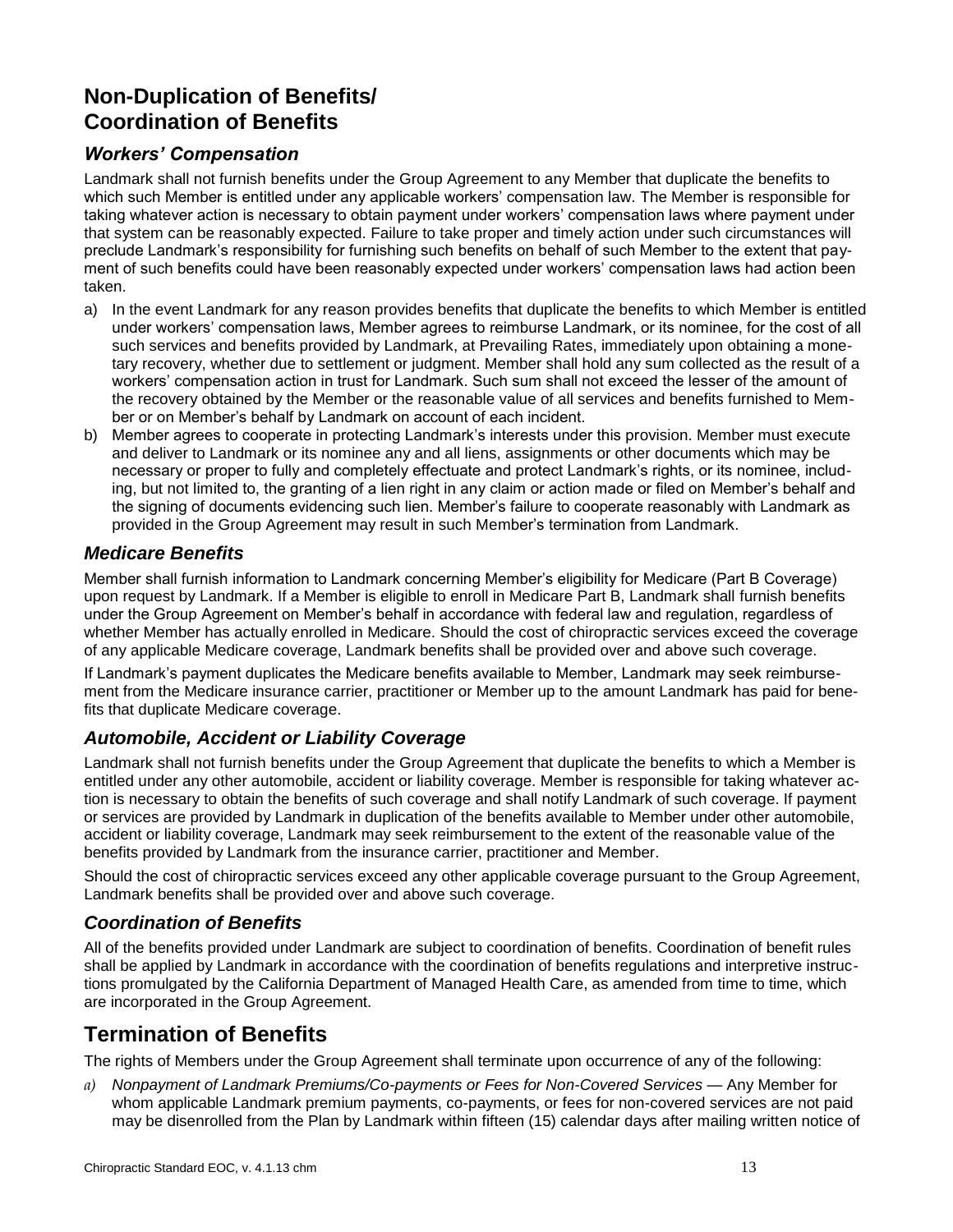## Non-Duplication of Benefits/ Coordination of Benefits

### *Workers' Compensation*

Landmark shall not furnish benefits under the Group Agreement to any Member that duplicate the benefits to which such Member is entitled under any applicable workers' compensation law. The Member is responsible for taking whatever action is necessary to obtain payment under workers' compensation laws where payment under that system can be reasonably expected. Failure to take proper and timely action under such circumstances will preclude Landmark's responsibility for furnishing such benefits on behalf of such Member to the extent that payment of such benefits could have been reasonably expected under workers' compensation laws had action been taken.

a) In the event Landmark for any reason provides benefits that duplicate the benefits to which Member is entitled under workers' compensation laws, Member agrees to reimburse Landmark, or its nominee, for the cost of all such services and benefits provided by Landmark, at Prevailing Rates, immediately upon obtaining a monetary recovery, whether due to settlement or judgment. Member shall hold any sum collected as the result of a workers' compensation action in trust for Landmark. Such sum shall not exceed the lesser of the amount of the recovery obtained by the Member or the reasonable value of all services and benefits furnished to Member or on Member's behalf by Landmark on account of each incident.
b) Member agrees to cooperate in protecting Landmark's interests under this provision. Member must execute and deliver to Landmark or its nominee any and all liens, assignments or other documents which may be necessary or proper to fully and completely effectuate and protect Landmark's rights, or its nominee, including, but not limited to, the granting of a lien right in any claim or action made or filed on Member's behalf and the signing of documents evidencing such lien. Member's failure to cooperate reasonably with Landmark as provided in the Group Agreement may result in such Member's termination from Landmark.

### *Medicare Benefits*

Member shall furnish information to Landmark concerning Member's eligibility for Medicare (Part B Coverage) upon request by Landmark. If a Member is eligible to enroll in Medicare Part B, Landmark shall furnish benefits under the Group Agreement on Member's behalf in accordance with federal law and regulation, regardless of whether Member has actually enrolled in Medicare. Should the cost of chiropractic services exceed the coverage of any applicable Medicare coverage, Landmark benefits shall be provided over and above such coverage.

If Landmark's payment duplicates the Medicare benefits available to Member, Landmark may seek reimbursement from the Medicare insurance carrier, practitioner or Member up to the amount Landmark has paid for benefits that duplicate Medicare coverage.

### *Automobile, Accident or Liability Coverage*

Landmark shall not furnish benefits under the Group Agreement that duplicate the benefits to which a Member is entitled under any other automobile, accident or liability coverage. Member is responsible for taking whatever action is necessary to obtain the benefits of such coverage and shall notify Landmark of such coverage. If payment or services are provided by Landmark in duplication of the benefits available to Member under other automobile, accident or liability coverage, Landmark may seek reimbursement to the extent of the reasonable value of the benefits provided by Landmark from the insurance carrier, practitioner and Member.

Should the cost of chiropractic services exceed any other applicable coverage pursuant to the Group Agreement, Landmark benefits shall be provided over and above such coverage.

### *Coordination of Benefits*

All of the benefits provided under Landmark are subject to coordination of benefits. Coordination of benefit rules shall be applied by Landmark in accordance with the coordination of benefits regulations and interpretive instructions promulgated by the California Department of Managed Health Care, as amended from time to time, which are incorporated in the Group Agreement.

## Termination of Benefits

The rights of Members under the Group Agreement shall terminate upon occurrence of any of the following:

*a)* *Nonpayment of Landmark Premiums/Co-payments or Fees for Non-Covered Services* — Any Member for whom applicable Landmark premium payments, co-payments, or fees for non-covered services are not paid may be disenrolled from the Plan by Landmark within fifteen (15) calendar days after mailing written notice of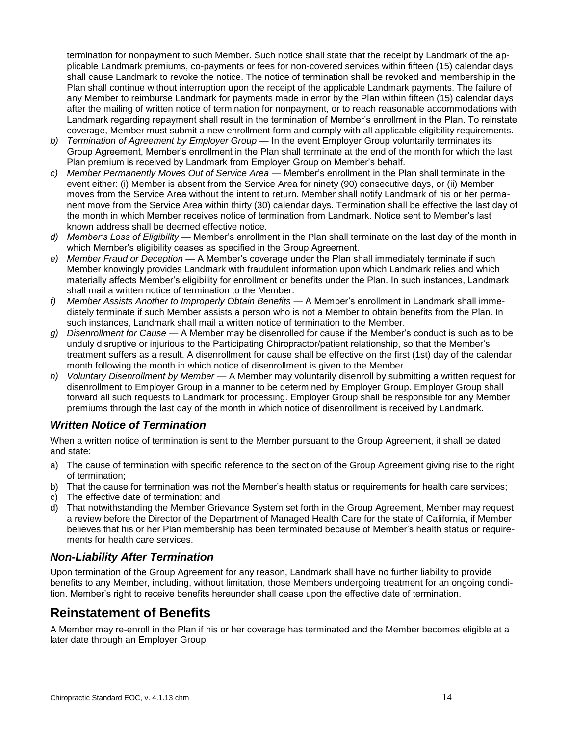termination for nonpayment to such Member. Such notice shall state that the receipt by Landmark of the applicable Landmark premiums, co-payments or fees for non-covered services within fifteen (15) calendar days shall cause Landmark to revoke the notice. The notice of termination shall be revoked and membership in the Plan shall continue without interruption upon the receipt of the applicable Landmark payments. The failure of any Member to reimburse Landmark for payments made in error by the Plan within fifteen (15) calendar days after the mailing of written notice of termination for nonpayment, or to reach reasonable accommodations with Landmark regarding repayment shall result in the termination of Member's enrollment in the Plan. To reinstate coverage, Member must submit a new enrollment form and comply with all applicable eligibility requirements.

b) *Termination of Agreement by Employer Group* — In the event Employer Group voluntarily terminates its Group Agreement, Member's enrollment in the Plan shall terminate at the end of the month for which the last Plan premium is received by Landmark from Employer Group on Member's behalf.
c) *Member Permanently Moves Out of Service Area* — Member's enrollment in the Plan shall terminate in the event either: (i) Member is absent from the Service Area for ninety (90) consecutive days, or (ii) Member moves from the Service Area without the intent to return. Member shall notify Landmark of his or her permanent move from the Service Area within thirty (30) calendar days. Termination shall be effective the last day of the month in which Member receives notice of termination from Landmark. Notice sent to Member's last known address shall be deemed effective notice.
d) *Member's Loss of Eligibility* — Member's enrollment in the Plan shall terminate on the last day of the month in which Member's eligibility ceases as specified in the Group Agreement.
e) *Member Fraud or Deception* — A Member's coverage under the Plan shall immediately terminate if such Member knowingly provides Landmark with fraudulent information upon which Landmark relies and which materially affects Member's eligibility for enrollment or benefits under the Plan. In such instances, Landmark shall mail a written notice of termination to the Member.
f) *Member Assists Another to Improperly Obtain Benefits* — A Member's enrollment in Landmark shall immediately terminate if such Member assists a person who is not a Member to obtain benefits from the Plan. In such instances, Landmark shall mail a written notice of termination to the Member.
g) *Disenrollment for Cause* — A Member may be disenrolled for cause if the Member's conduct is such as to be unduly disruptive or injurious to the Participating Chiropractor/patient relationship, so that the Member's treatment suffers as a result. A disenrollment for cause shall be effective on the first (1st) day of the calendar month following the month in which notice of disenrollment is given to the Member.
h) *Voluntary Disenrollment by Member* — A Member may voluntarily disenroll by submitting a written request for disenrollment to Employer Group in a manner to be determined by Employer Group. Employer Group shall forward all such requests to Landmark for processing. Employer Group shall be responsible for any Member premiums through the last day of the month in which notice of disenrollment is received by Landmark.

### *Written Notice of Termination*

When a written notice of termination is sent to the Member pursuant to the Group Agreement, it shall be dated and state:

a) The cause of termination with specific reference to the section of the Group Agreement giving rise to the right of termination;
b) That the cause for termination was not the Member's health status or requirements for health care services;
c) The effective date of termination; and
d) That notwithstanding the Member Grievance System set forth in the Group Agreement, Member may request a review before the Director of the Department of Managed Health Care for the state of California, if Member believes that his or her Plan membership has been terminated because of Member's health status or requirements for health care services.

### *Non-Liability After Termination*

Upon termination of the Group Agreement for any reason, Landmark shall have no further liability to provide benefits to any Member, including, without limitation, those Members undergoing treatment for an ongoing condition. Member's right to receive benefits hereunder shall cease upon the effective date of termination.

## Reinstatement of Benefits

A Member may re-enroll in the Plan if his or her coverage has terminated and the Member becomes eligible at a later date through an Employer Group.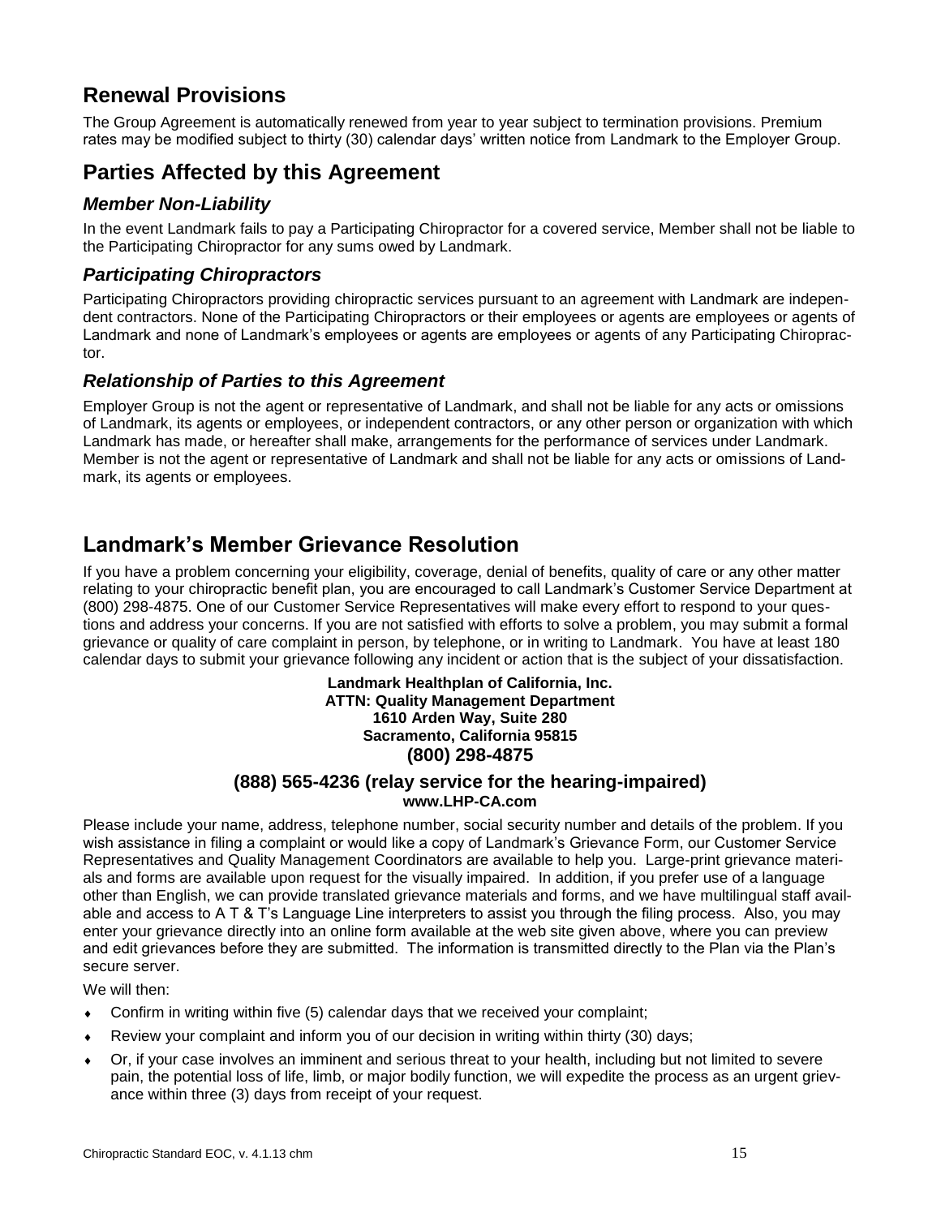## Renewal Provisions

The Group Agreement is automatically renewed from year to year subject to termination provisions. Premium rates may be modified subject to thirty (30) calendar days' written notice from Landmark to the Employer Group.

## Parties Affected by this Agreement

### *Member Non-Liability*

In the event Landmark fails to pay a Participating Chiropractor for a covered service, Member shall not be liable to the Participating Chiropractor for any sums owed by Landmark.

### *Participating Chiropractors*

Participating Chiropractors providing chiropractic services pursuant to an agreement with Landmark are independent contractors. None of the Participating Chiropractors or their employees or agents are employees or agents of Landmark and none of Landmark's employees or agents are employees or agents of any Participating Chiropractor.

### *Relationship of Parties to this Agreement*

Employer Group is not the agent or representative of Landmark, and shall not be liable for any acts or omissions of Landmark, its agents or employees, or independent contractors, or any other person or organization with which Landmark has made, or hereafter shall make, arrangements for the performance of services under Landmark. Member is not the agent or representative of Landmark and shall not be liable for any acts or omissions of Landmark, its agents or employees.

## Landmark's Member Grievance Resolution

If you have a problem concerning your eligibility, coverage, denial of benefits, quality of care or any other matter relating to your chiropractic benefit plan, you are encouraged to call Landmark's Customer Service Department at (800) 298-4875. One of our Customer Service Representatives will make every effort to respond to your questions and address your concerns. If you are not satisfied with efforts to solve a problem, you may submit a formal grievance or quality of care complaint in person, by telephone, or in writing to Landmark. You have at least 180 calendar days to submit your grievance following any incident or action that is the subject of your dissatisfaction.

**Landmark Healthplan of California, Inc.**
**ATTN: Quality Management Department**
**1610 Arden Way, Suite 280**
**Sacramento, California 95815**
**(800) 298-4875**

**(888) 565-4236 (relay service for the hearing-impaired)**
**www.LHP-CA.com**

Please include your name, address, telephone number, social security number and details of the problem. If you wish assistance in filing a complaint or would like a copy of Landmark's Grievance Form, our Customer Service Representatives and Quality Management Coordinators are available to help you. Large-print grievance materials and forms are available upon request for the visually impaired. In addition, if you prefer use of a language other than English, we can provide translated grievance materials and forms, and we have multilingual staff available and access to A T & T's Language Line interpreters to assist you through the filing process. Also, you may enter your grievance directly into an online form available at the web site given above, where you can preview and edit grievances before they are submitted. The information is transmitted directly to the Plan via the Plan's secure server.

We will then:

- Confirm in writing within five (5) calendar days that we received your complaint;
- Review your complaint and inform you of our decision in writing within thirty (30) days;
- Or, if your case involves an imminent and serious threat to your health, including but not limited to severe pain, the potential loss of life, limb, or major bodily function, we will expedite the process as an urgent grievance within three (3) days from receipt of your request.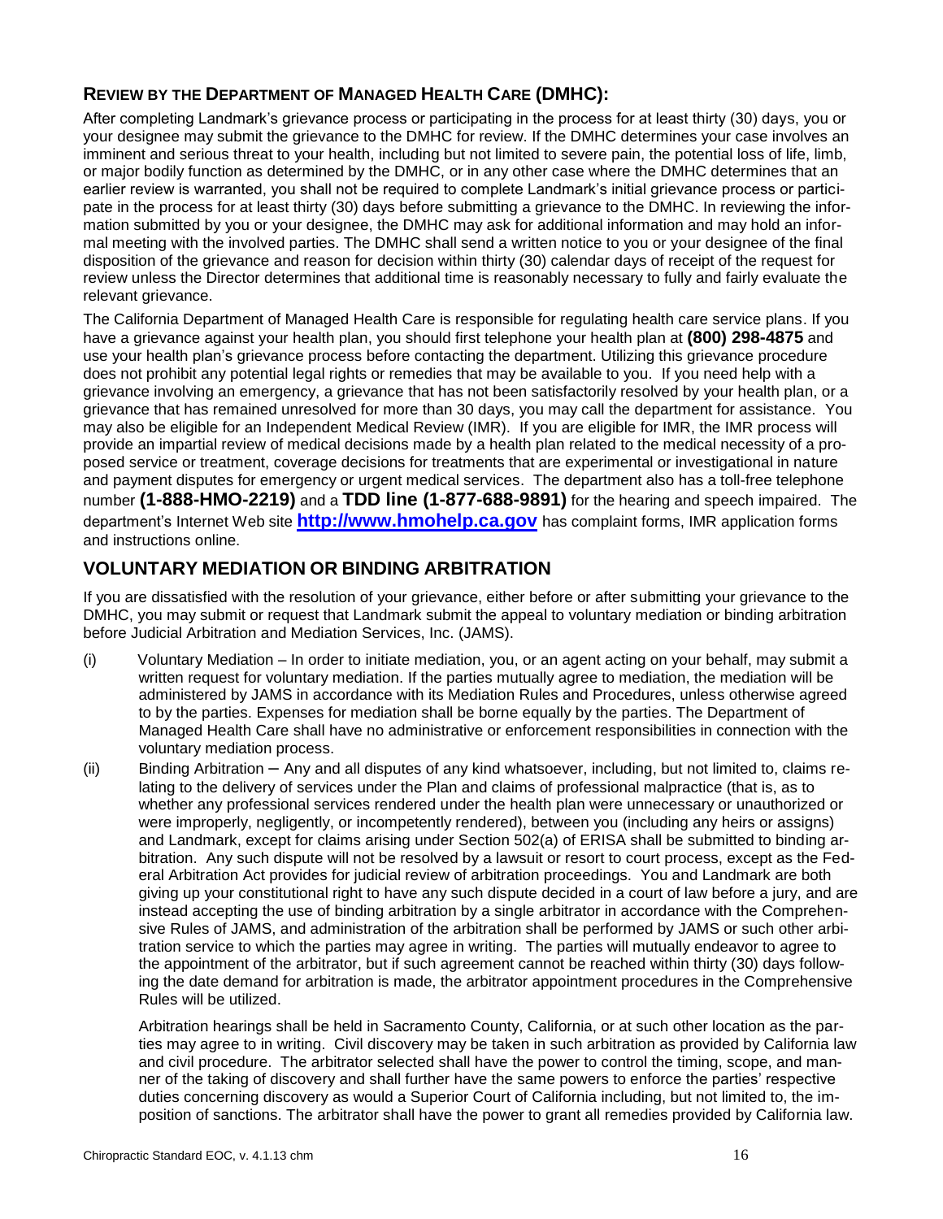### Review by the Department of Managed Health Care (DMHC):

After completing Landmark's grievance process or participating in the process for at least thirty (30) days, you or your designee may submit the grievance to the DMHC for review. If the DMHC determines your case involves an imminent and serious threat to your health, including but not limited to severe pain, the potential loss of life, limb, or major bodily function as determined by the DMHC, or in any other case where the DMHC determines that an earlier review is warranted, you shall not be required to complete Landmark's initial grievance process or participate in the process for at least thirty (30) days before submitting a grievance to the DMHC. In reviewing the information submitted by you or your designee, the DMHC may ask for additional information and may hold an informal meeting with the involved parties. The DMHC shall send a written notice to you or your designee of the final disposition of the grievance and reason for decision within thirty (30) calendar days of receipt of the request for review unless the Director determines that additional time is reasonably necessary to fully and fairly evaluate the relevant grievance.

The California Department of Managed Health Care is responsible for regulating health care service plans. If you have a grievance against your health plan, you should first telephone your health plan at **(800) 298-4875** and use your health plan's grievance process before contacting the department. Utilizing this grievance procedure does not prohibit any potential legal rights or remedies that may be available to you. If you need help with a grievance involving an emergency, a grievance that has not been satisfactorily resolved by your health plan, or a grievance that has remained unresolved for more than 30 days, you may call the department for assistance. You may also be eligible for an Independent Medical Review (IMR). If you are eligible for IMR, the IMR process will provide an impartial review of medical decisions made by a health plan related to the medical necessity of a proposed service or treatment, coverage decisions for treatments that are experimental or investigational in nature and payment disputes for emergency or urgent medical services. The department also has a toll-free telephone number **(1-888-HMO-2219)** and a **TDD line (1-877-688-9891)** for the hearing and speech impaired. The department's Internet Web site **http://www.hmohelp.ca.gov** has complaint forms, IMR application forms and instructions online.

## VOLUNTARY MEDIATION OR BINDING ARBITRATION

If you are dissatisfied with the resolution of your grievance, either before or after submitting your grievance to the DMHC, you may submit or request that Landmark submit the appeal to voluntary mediation or binding arbitration before Judicial Arbitration and Mediation Services, Inc. (JAMS).

(i) Voluntary Mediation – In order to initiate mediation, you, or an agent acting on your behalf, may submit a written request for voluntary mediation. If the parties mutually agree to mediation, the mediation will be administered by JAMS in accordance with its Mediation Rules and Procedures, unless otherwise agreed to by the parties. Expenses for mediation shall be borne equally by the parties. The Department of Managed Health Care shall have no administrative or enforcement responsibilities in connection with the voluntary mediation process.

(ii) Binding Arbitration – Any and all disputes of any kind whatsoever, including, but not limited to, claims relating to the delivery of services under the Plan and claims of professional malpractice (that is, as to whether any professional services rendered under the health plan were unnecessary or unauthorized or were improperly, negligently, or incompetently rendered), between you (including any heirs or assigns) and Landmark, except for claims arising under Section 502(a) of ERISA shall be submitted to binding arbitration. Any such dispute will not be resolved by a lawsuit or resort to court process, except as the Federal Arbitration Act provides for judicial review of arbitration proceedings. You and Landmark are both giving up your constitutional right to have any such dispute decided in a court of law before a jury, and are instead accepting the use of binding arbitration by a single arbitrator in accordance with the Comprehensive Rules of JAMS, and administration of the arbitration shall be performed by JAMS or such other arbitration service to which the parties may agree in writing. The parties will mutually endeavor to agree to the appointment of the arbitrator, but if such agreement cannot be reached within thirty (30) days following the date demand for arbitration is made, the arbitrator appointment procedures in the Comprehensive Rules will be utilized.

Arbitration hearings shall be held in Sacramento County, California, or at such other location as the parties may agree to in writing. Civil discovery may be taken in such arbitration as provided by California law and civil procedure. The arbitrator selected shall have the power to control the timing, scope, and manner of the taking of discovery and shall further have the same powers to enforce the parties' respective duties concerning discovery as would a Superior Court of California including, but not limited to, the imposition of sanctions. The arbitrator shall have the power to grant all remedies provided by California law.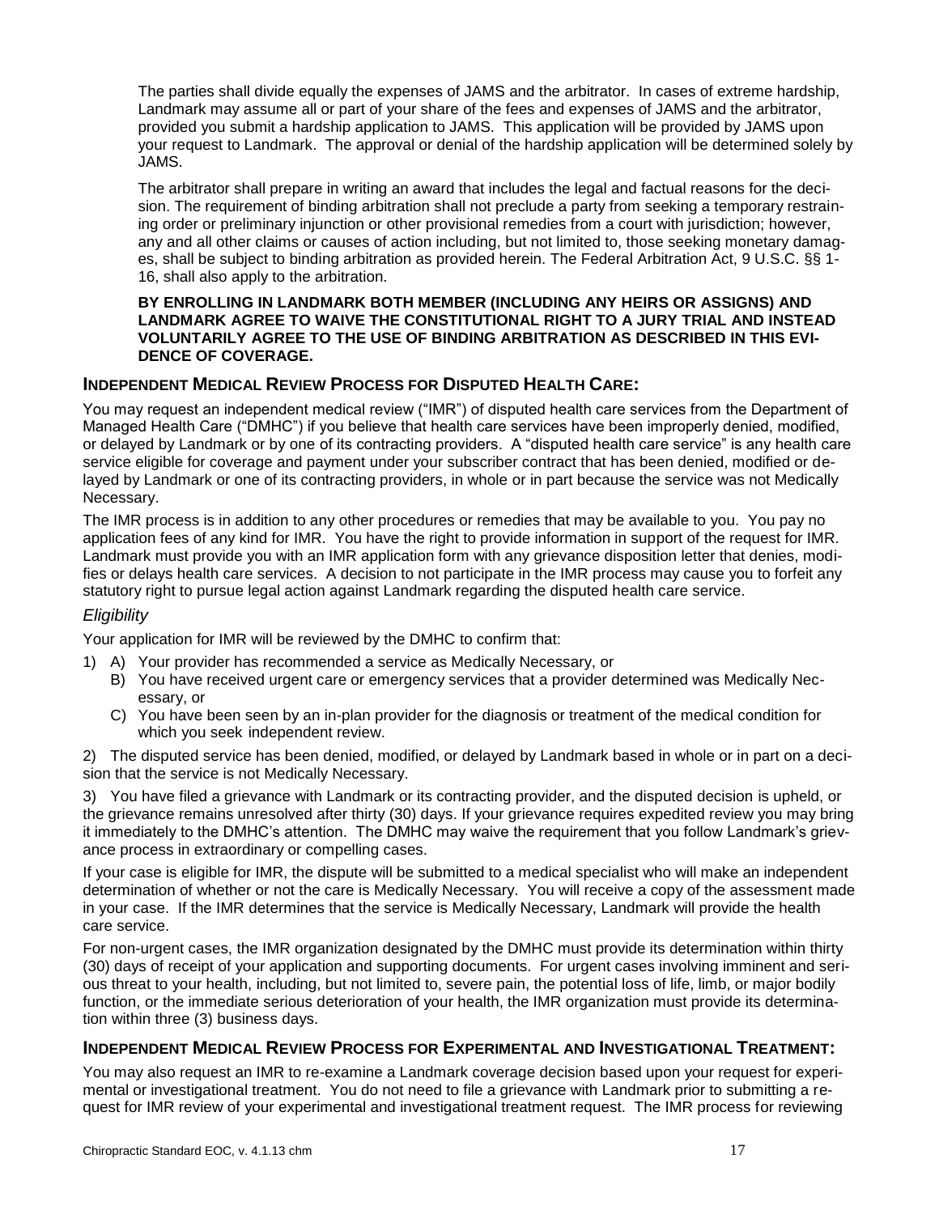The parties shall divide equally the expenses of JAMS and the arbitrator. In cases of extreme hardship, Landmark may assume all or part of your share of the fees and expenses of JAMS and the arbitrator, provided you submit a hardship application to JAMS. This application will be provided by JAMS upon your request to Landmark. The approval or denial of the hardship application will be determined solely by JAMS.

The arbitrator shall prepare in writing an award that includes the legal and factual reasons for the decision. The requirement of binding arbitration shall not preclude a party from seeking a temporary restraining order or preliminary injunction or other provisional remedies from a court with jurisdiction; however, any and all other claims or causes of action including, but not limited to, those seeking monetary damages, shall be subject to binding arbitration as provided herein. The Federal Arbitration Act, 9 U.S.C. §§ 1-16, shall also apply to the arbitration.

**BY ENROLLING IN LANDMARK BOTH MEMBER (INCLUDING ANY HEIRS OR ASSIGNS) AND LANDMARK AGREE TO WAIVE THE CONSTITUTIONAL RIGHT TO A JURY TRIAL AND INSTEAD VOLUNTARILY AGREE TO THE USE OF BINDING ARBITRATION AS DESCRIBED IN THIS EVIDENCE OF COVERAGE.**

## INDEPENDENT MEDICAL REVIEW PROCESS FOR DISPUTED HEALTH CARE:

You may request an independent medical review ("IMR") of disputed health care services from the Department of Managed Health Care ("DMHC") if you believe that health care services have been improperly denied, modified, or delayed by Landmark or by one of its contracting providers. A "disputed health care service" is any health care service eligible for coverage and payment under your subscriber contract that has been denied, modified or delayed by Landmark or one of its contracting providers, in whole or in part because the service was not Medically Necessary.

The IMR process is in addition to any other procedures or remedies that may be available to you. You pay no application fees of any kind for IMR. You have the right to provide information in support of the request for IMR. Landmark must provide you with an IMR application form with any grievance disposition letter that denies, modifies or delays health care services. A decision to not participate in the IMR process may cause you to forfeit any statutory right to pursue legal action against Landmark regarding the disputed health care service.

### *Eligibility*

Your application for IMR will be reviewed by the DMHC to confirm that:

1) A) Your provider has recommended a service as Medically Necessary, or
   B) You have received urgent care or emergency services that a provider determined was Medically Necessary, or
   C) You have been seen by an in-plan provider for the diagnosis or treatment of the medical condition for which you seek independent review.

2) The disputed service has been denied, modified, or delayed by Landmark based in whole or in part on a decision that the service is not Medically Necessary.

3) You have filed a grievance with Landmark or its contracting provider, and the disputed decision is upheld, or the grievance remains unresolved after thirty (30) days. If your grievance requires expedited review you may bring it immediately to the DMHC's attention. The DMHC may waive the requirement that you follow Landmark's grievance process in extraordinary or compelling cases.

If your case is eligible for IMR, the dispute will be submitted to a medical specialist who will make an independent determination of whether or not the care is Medically Necessary. You will receive a copy of the assessment made in your case. If the IMR determines that the service is Medically Necessary, Landmark will provide the health care service.

For non-urgent cases, the IMR organization designated by the DMHC must provide its determination within thirty (30) days of receipt of your application and supporting documents. For urgent cases involving imminent and serious threat to your health, including, but not limited to, severe pain, the potential loss of life, limb, or major bodily function, or the immediate serious deterioration of your health, the IMR organization must provide its determination within three (3) business days.

## INDEPENDENT MEDICAL REVIEW PROCESS FOR EXPERIMENTAL AND INVESTIGATIONAL TREATMENT:

You may also request an IMR to re-examine a Landmark coverage decision based upon your request for experimental or investigational treatment. You do not need to file a grievance with Landmark prior to submitting a request for IMR review of your experimental and investigational treatment request. The IMR process for reviewing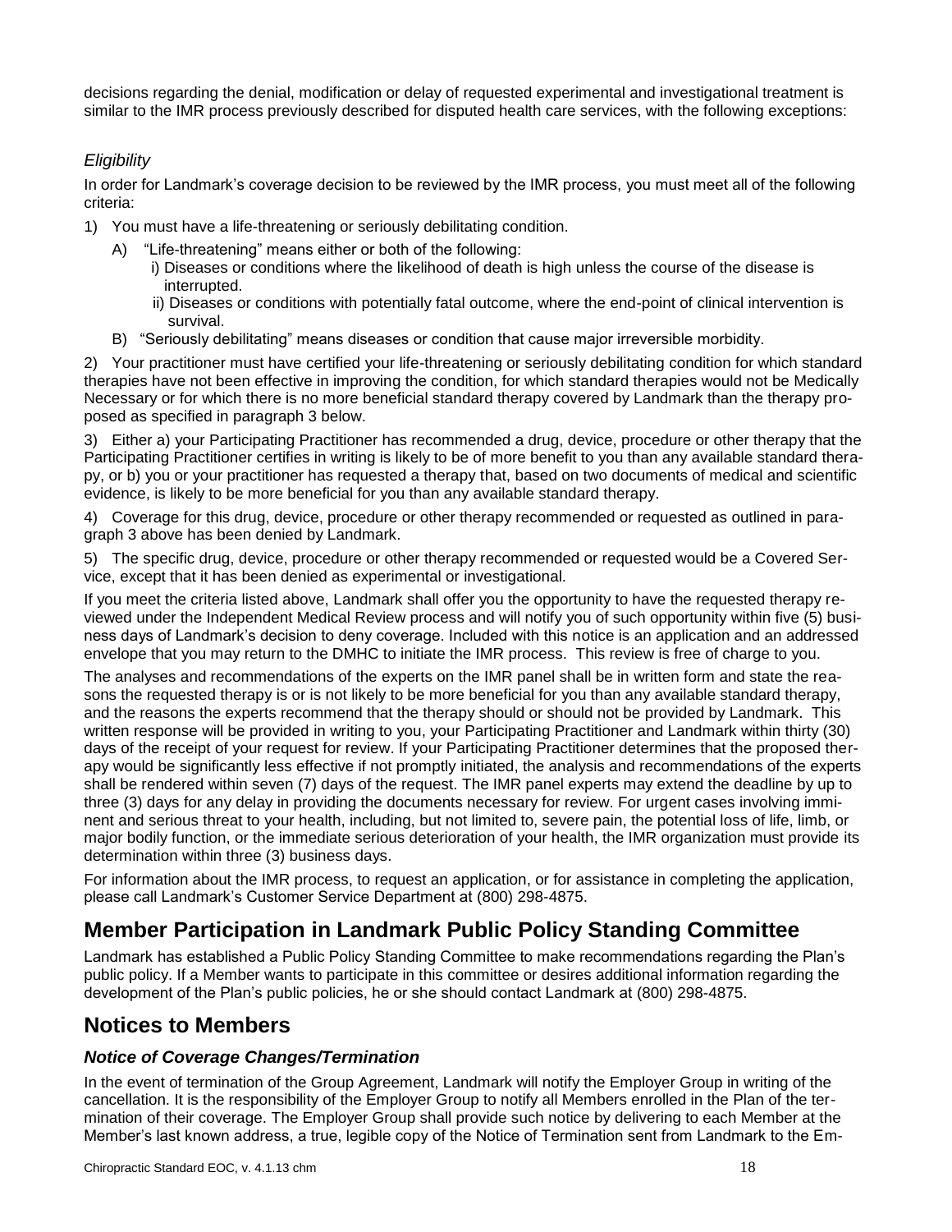decisions regarding the denial, modification or delay of requested experimental and investigational treatment is similar to the IMR process previously described for disputed health care services, with the following exceptions:

### *Eligibility*

In order for Landmark's coverage decision to be reviewed by the IMR process, you must meet all of the following criteria:

1) You must have a life-threatening or seriously debilitating condition.
   - A) "Life-threatening" means either or both of the following:
     - i) Diseases or conditions where the likelihood of death is high unless the course of the disease is interrupted.
     - ii) Diseases or conditions with potentially fatal outcome, where the end-point of clinical intervention is survival.
   - B) "Seriously debilitating" means diseases or condition that cause major irreversible morbidity.

2) Your practitioner must have certified your life-threatening or seriously debilitating condition for which standard therapies have not been effective in improving the condition, for which standard therapies would not be Medically Necessary or for which there is no more beneficial standard therapy covered by Landmark than the therapy proposed as specified in paragraph 3 below.

3) Either a) your Participating Practitioner has recommended a drug, device, procedure or other therapy that the Participating Practitioner certifies in writing is likely to be of more benefit to you than any available standard therapy, or b) you or your practitioner has requested a therapy that, based on two documents of medical and scientific evidence, is likely to be more beneficial for you than any available standard therapy.

4) Coverage for this drug, device, procedure or other therapy recommended or requested as outlined in paragraph 3 above has been denied by Landmark.

5) The specific drug, device, procedure or other therapy recommended or requested would be a Covered Service, except that it has been denied as experimental or investigational.

If you meet the criteria listed above, Landmark shall offer you the opportunity to have the requested therapy reviewed under the Independent Medical Review process and will notify you of such opportunity within five (5) business days of Landmark's decision to deny coverage. Included with this notice is an application and an addressed envelope that you may return to the DMHC to initiate the IMR process. This review is free of charge to you.

The analyses and recommendations of the experts on the IMR panel shall be in written form and state the reasons the requested therapy is or is not likely to be more beneficial for you than any available standard therapy, and the reasons the experts recommend that the therapy should or should not be provided by Landmark. This written response will be provided in writing to you, your Participating Practitioner and Landmark within thirty (30) days of the receipt of your request for review. If your Participating Practitioner determines that the proposed therapy would be significantly less effective if not promptly initiated, the analysis and recommendations of the experts shall be rendered within seven (7) days of the request. The IMR panel experts may extend the deadline by up to three (3) days for any delay in providing the documents necessary for review. For urgent cases involving imminent and serious threat to your health, including, but not limited to, severe pain, the potential loss of life, limb, or major bodily function, or the immediate serious deterioration of your health, the IMR organization must provide its determination within three (3) business days.

For information about the IMR process, to request an application, or for assistance in completing the application, please call Landmark's Customer Service Department at (800) 298-4875.

## Member Participation in Landmark Public Policy Standing Committee

Landmark has established a Public Policy Standing Committee to make recommendations regarding the Plan's public policy. If a Member wants to participate in this committee or desires additional information regarding the development of the Plan's public policies, he or she should contact Landmark at (800) 298-4875.

## Notices to Members

### *Notice of Coverage Changes/Termination*

In the event of termination of the Group Agreement, Landmark will notify the Employer Group in writing of the cancellation. It is the responsibility of the Employer Group to notify all Members enrolled in the Plan of the termination of their coverage. The Employer Group shall provide such notice by delivering to each Member at the Member's last known address, a true, legible copy of the Notice of Termination sent from Landmark to the Em-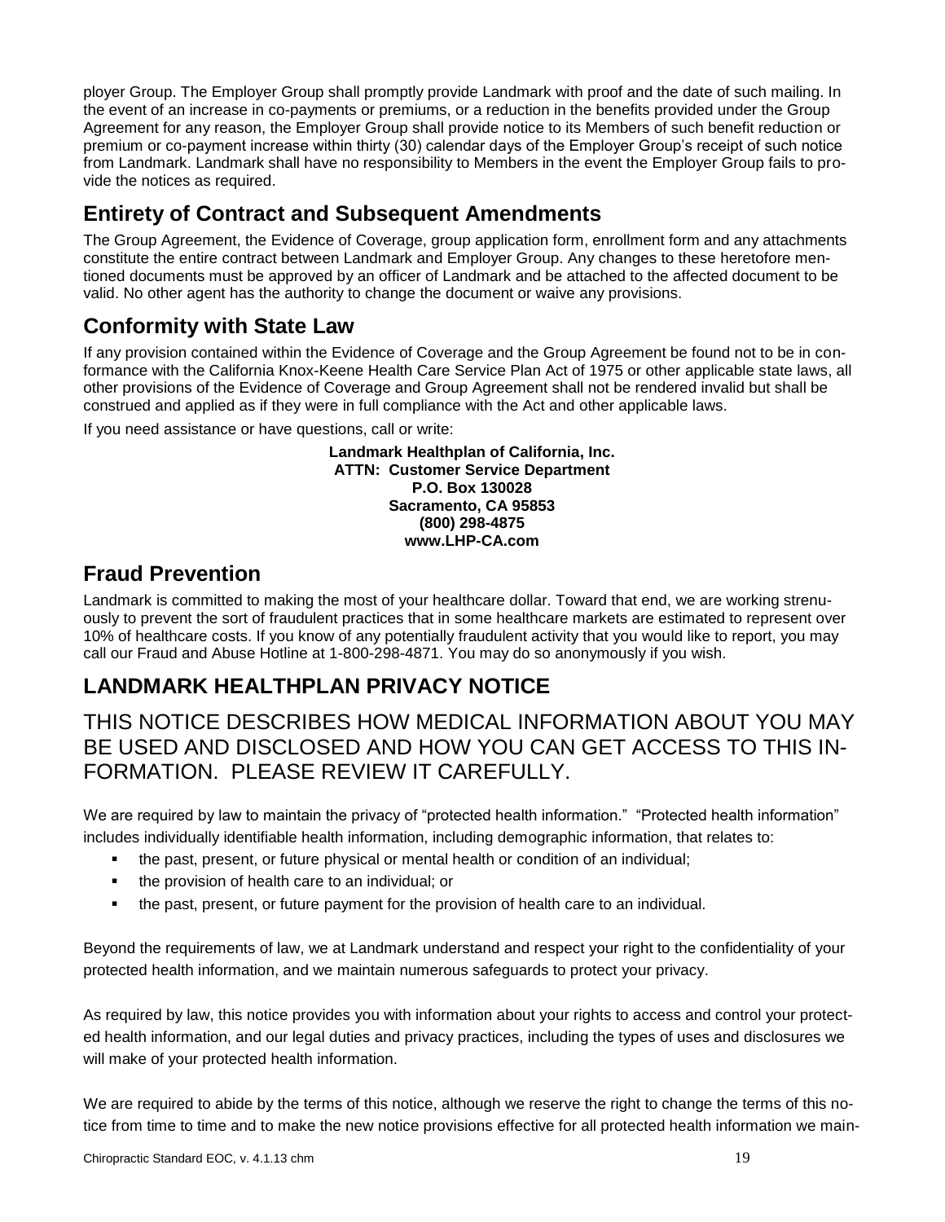ployer Group. The Employer Group shall promptly provide Landmark with proof and the date of such mailing. In the event of an increase in co-payments or premiums, or a reduction in the benefits provided under the Group Agreement for any reason, the Employer Group shall provide notice to its Members of such benefit reduction or premium or co-payment increase within thirty (30) calendar days of the Employer Group's receipt of such notice from Landmark. Landmark shall have no responsibility to Members in the event the Employer Group fails to provide the notices as required.

## Entirety of Contract and Subsequent Amendments

The Group Agreement, the Evidence of Coverage, group application form, enrollment form and any attachments constitute the entire contract between Landmark and Employer Group. Any changes to these heretofore mentioned documents must be approved by an officer of Landmark and be attached to the affected document to be valid. No other agent has the authority to change the document or waive any provisions.

## Conformity with State Law

If any provision contained within the Evidence of Coverage and the Group Agreement be found not to be in conformance with the California Knox-Keene Health Care Service Plan Act of 1975 or other applicable state laws, all other provisions of the Evidence of Coverage and Group Agreement shall not be rendered invalid but shall be construed and applied as if they were in full compliance with the Act and other applicable laws.

If you need assistance or have questions, call or write:

**Landmark Healthplan of California, Inc.**
**ATTN: Customer Service Department**
**P.O. Box 130028**
**Sacramento, CA 95853**
**(800) 298-4875**
**www.LHP-CA.com**

## Fraud Prevention

Landmark is committed to making the most of your healthcare dollar. Toward that end, we are working strenuously to prevent the sort of fraudulent practices that in some healthcare markets are estimated to represent over 10% of healthcare costs. If you know of any potentially fraudulent activity that you would like to report, you may call our Fraud and Abuse Hotline at 1-800-298-4871. You may do so anonymously if you wish.

## LANDMARK HEALTHPLAN PRIVACY NOTICE

## THIS NOTICE DESCRIBES HOW MEDICAL INFORMATION ABOUT YOU MAY BE USED AND DISCLOSED AND HOW YOU CAN GET ACCESS TO THIS INFORMATION. PLEASE REVIEW IT CAREFULLY.

We are required by law to maintain the privacy of "protected health information." "Protected health information" includes individually identifiable health information, including demographic information, that relates to:

- the past, present, or future physical or mental health or condition of an individual;
- the provision of health care to an individual; or
- the past, present, or future payment for the provision of health care to an individual.

Beyond the requirements of law, we at Landmark understand and respect your right to the confidentiality of your protected health information, and we maintain numerous safeguards to protect your privacy.

As required by law, this notice provides you with information about your rights to access and control your protected health information, and our legal duties and privacy practices, including the types of uses and disclosures we will make of your protected health information.

We are required to abide by the terms of this notice, although we reserve the right to change the terms of this notice from time to time and to make the new notice provisions effective for all protected health information we main-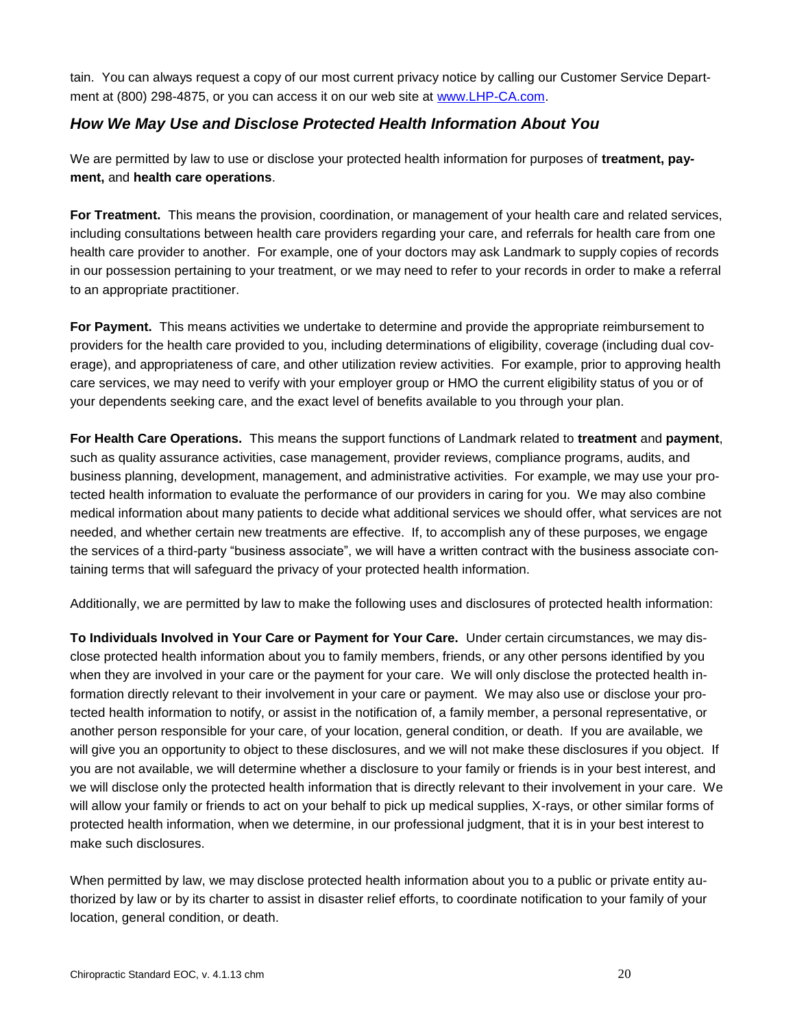tain. You can always request a copy of our most current privacy notice by calling our Customer Service Department at (800) 298-4875, or you can access it on our web site at [www.LHP-CA.com](http://www.LHP-CA.com).

### *How We May Use and Disclose Protected Health Information About You*

We are permitted by law to use or disclose your protected health information for purposes of **treatment, payment,** and **health care operations**.

**For Treatment.** This means the provision, coordination, or management of your health care and related services, including consultations between health care providers regarding your care, and referrals for health care from one health care provider to another. For example, one of your doctors may ask Landmark to supply copies of records in our possession pertaining to your treatment, or we may need to refer to your records in order to make a referral to an appropriate practitioner.

**For Payment.** This means activities we undertake to determine and provide the appropriate reimbursement to providers for the health care provided to you, including determinations of eligibility, coverage (including dual coverage), and appropriateness of care, and other utilization review activities. For example, prior to approving health care services, we may need to verify with your employer group or HMO the current eligibility status of you or of your dependents seeking care, and the exact level of benefits available to you through your plan.

**For Health Care Operations.** This means the support functions of Landmark related to **treatment** and **payment**, such as quality assurance activities, case management, provider reviews, compliance programs, audits, and business planning, development, management, and administrative activities. For example, we may use your protected health information to evaluate the performance of our providers in caring for you. We may also combine medical information about many patients to decide what additional services we should offer, what services are not needed, and whether certain new treatments are effective. If, to accomplish any of these purposes, we engage the services of a third-party "business associate", we will have a written contract with the business associate containing terms that will safeguard the privacy of your protected health information.

Additionally, we are permitted by law to make the following uses and disclosures of protected health information:

**To Individuals Involved in Your Care or Payment for Your Care.** Under certain circumstances, we may disclose protected health information about you to family members, friends, or any other persons identified by you when they are involved in your care or the payment for your care. We will only disclose the protected health information directly relevant to their involvement in your care or payment. We may also use or disclose your protected health information to notify, or assist in the notification of, a family member, a personal representative, or another person responsible for your care, of your location, general condition, or death. If you are available, we will give you an opportunity to object to these disclosures, and we will not make these disclosures if you object. If you are not available, we will determine whether a disclosure to your family or friends is in your best interest, and we will disclose only the protected health information that is directly relevant to their involvement in your care. We will allow your family or friends to act on your behalf to pick up medical supplies, X-rays, or other similar forms of protected health information, when we determine, in our professional judgment, that it is in your best interest to make such disclosures.

When permitted by law, we may disclose protected health information about you to a public or private entity authorized by law or by its charter to assist in disaster relief efforts, to coordinate notification to your family of your location, general condition, or death.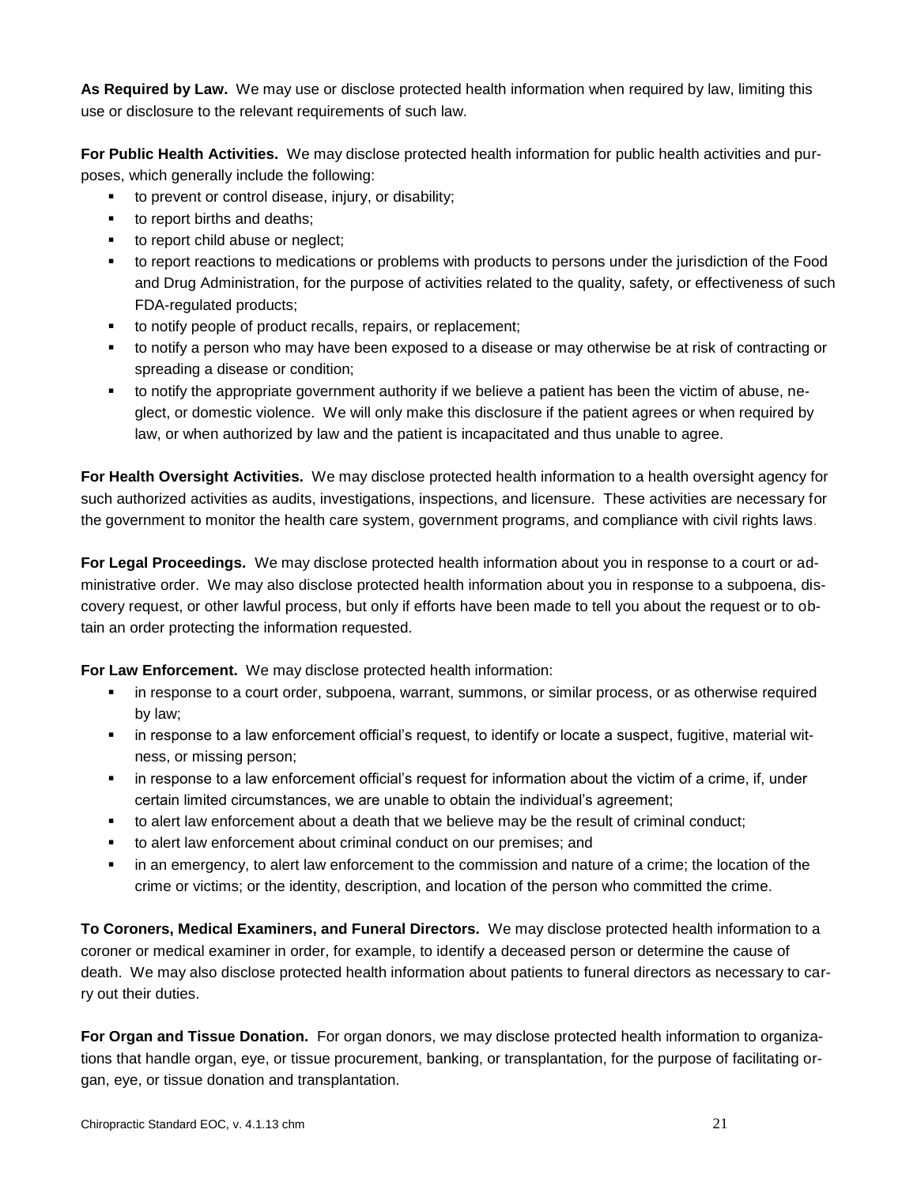**As Required by Law.** We may use or disclose protected health information when required by law, limiting this use or disclosure to the relevant requirements of such law.

**For Public Health Activities.** We may disclose protected health information for public health activities and purposes, which generally include the following:

- to prevent or control disease, injury, or disability;
- to report births and deaths;
- to report child abuse or neglect;
- to report reactions to medications or problems with products to persons under the jurisdiction of the Food and Drug Administration, for the purpose of activities related to the quality, safety, or effectiveness of such FDA-regulated products;
- to notify people of product recalls, repairs, or replacement;
- to notify a person who may have been exposed to a disease or may otherwise be at risk of contracting or spreading a disease or condition;
- to notify the appropriate government authority if we believe a patient has been the victim of abuse, neglect, or domestic violence. We will only make this disclosure if the patient agrees or when required by law, or when authorized by law and the patient is incapacitated and thus unable to agree.

**For Health Oversight Activities.** We may disclose protected health information to a health oversight agency for such authorized activities as audits, investigations, inspections, and licensure. These activities are necessary for the government to monitor the health care system, government programs, and compliance with civil rights laws.

**For Legal Proceedings.** We may disclose protected health information about you in response to a court or administrative order. We may also disclose protected health information about you in response to a subpoena, discovery request, or other lawful process, but only if efforts have been made to tell you about the request or to obtain an order protecting the information requested.

**For Law Enforcement.** We may disclose protected health information:

- in response to a court order, subpoena, warrant, summons, or similar process, or as otherwise required by law;
- in response to a law enforcement official's request, to identify or locate a suspect, fugitive, material witness, or missing person;
- in response to a law enforcement official's request for information about the victim of a crime, if, under certain limited circumstances, we are unable to obtain the individual's agreement;
- to alert law enforcement about a death that we believe may be the result of criminal conduct;
- to alert law enforcement about criminal conduct on our premises; and
- in an emergency, to alert law enforcement to the commission and nature of a crime; the location of the crime or victims; or the identity, description, and location of the person who committed the crime.

**To Coroners, Medical Examiners, and Funeral Directors.** We may disclose protected health information to a coroner or medical examiner in order, for example, to identify a deceased person or determine the cause of death. We may also disclose protected health information about patients to funeral directors as necessary to carry out their duties.

**For Organ and Tissue Donation.** For organ donors, we may disclose protected health information to organizations that handle organ, eye, or tissue procurement, banking, or transplantation, for the purpose of facilitating organ, eye, or tissue donation and transplantation.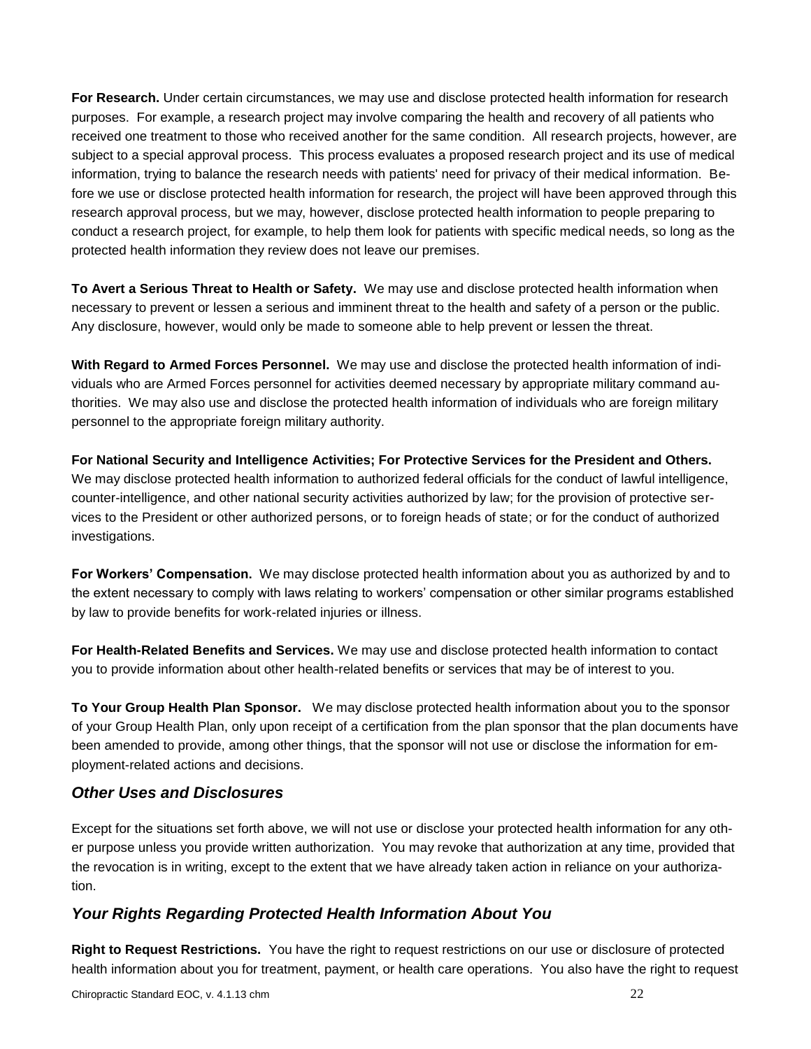**For Research.** Under certain circumstances, we may use and disclose protected health information for research purposes. For example, a research project may involve comparing the health and recovery of all patients who received one treatment to those who received another for the same condition. All research projects, however, are subject to a special approval process. This process evaluates a proposed research project and its use of medical information, trying to balance the research needs with patients' need for privacy of their medical information. Before we use or disclose protected health information for research, the project will have been approved through this research approval process, but we may, however, disclose protected health information to people preparing to conduct a research project, for example, to help them look for patients with specific medical needs, so long as the protected health information they review does not leave our premises.

**To Avert a Serious Threat to Health or Safety.** We may use and disclose protected health information when necessary to prevent or lessen a serious and imminent threat to the health and safety of a person or the public. Any disclosure, however, would only be made to someone able to help prevent or lessen the threat.

**With Regard to Armed Forces Personnel.** We may use and disclose the protected health information of individuals who are Armed Forces personnel for activities deemed necessary by appropriate military command authorities. We may also use and disclose the protected health information of individuals who are foreign military personnel to the appropriate foreign military authority.

**For National Security and Intelligence Activities; For Protective Services for the President and Others.** We may disclose protected health information to authorized federal officials for the conduct of lawful intelligence, counter-intelligence, and other national security activities authorized by law; for the provision of protective services to the President or other authorized persons, or to foreign heads of state; or for the conduct of authorized investigations.

**For Workers' Compensation.** We may disclose protected health information about you as authorized by and to the extent necessary to comply with laws relating to workers' compensation or other similar programs established by law to provide benefits for work-related injuries or illness.

**For Health-Related Benefits and Services.** We may use and disclose protected health information to contact you to provide information about other health-related benefits or services that may be of interest to you.

**To Your Group Health Plan Sponsor.** We may disclose protected health information about you to the sponsor of your Group Health Plan, only upon receipt of a certification from the plan sponsor that the plan documents have been amended to provide, among other things, that the sponsor will not use or disclose the information for employment-related actions and decisions.

## *Other Uses and Disclosures*

Except for the situations set forth above, we will not use or disclose your protected health information for any other purpose unless you provide written authorization. You may revoke that authorization at any time, provided that the revocation is in writing, except to the extent that we have already taken action in reliance on your authorization.

## *Your Rights Regarding Protected Health Information About You*

**Right to Request Restrictions.** You have the right to request restrictions on our use or disclosure of protected health information about you for treatment, payment, or health care operations. You also have the right to request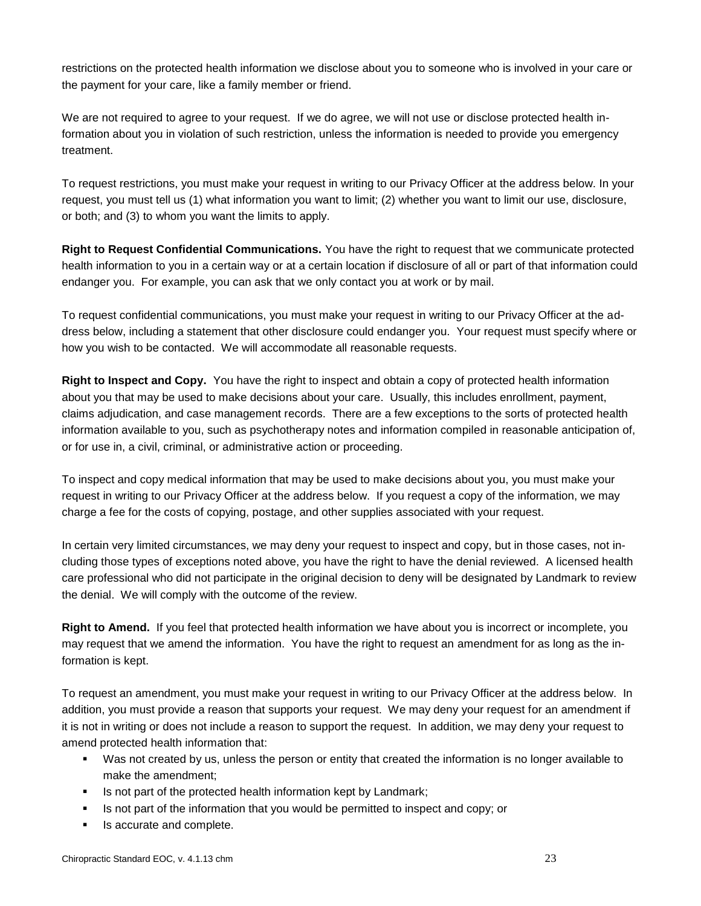restrictions on the protected health information we disclose about you to someone who is involved in your care or the payment for your care, like a family member or friend.

We are not required to agree to your request. If we do agree, we will not use or disclose protected health information about you in violation of such restriction, unless the information is needed to provide you emergency treatment.

To request restrictions, you must make your request in writing to our Privacy Officer at the address below. In your request, you must tell us (1) what information you want to limit; (2) whether you want to limit our use, disclosure, or both; and (3) to whom you want the limits to apply.

**Right to Request Confidential Communications.** You have the right to request that we communicate protected health information to you in a certain way or at a certain location if disclosure of all or part of that information could endanger you. For example, you can ask that we only contact you at work or by mail.

To request confidential communications, you must make your request in writing to our Privacy Officer at the address below, including a statement that other disclosure could endanger you. Your request must specify where or how you wish to be contacted. We will accommodate all reasonable requests.

**Right to Inspect and Copy.** You have the right to inspect and obtain a copy of protected health information about you that may be used to make decisions about your care. Usually, this includes enrollment, payment, claims adjudication, and case management records. There are a few exceptions to the sorts of protected health information available to you, such as psychotherapy notes and information compiled in reasonable anticipation of, or for use in, a civil, criminal, or administrative action or proceeding.

To inspect and copy medical information that may be used to make decisions about you, you must make your request in writing to our Privacy Officer at the address below. If you request a copy of the information, we may charge a fee for the costs of copying, postage, and other supplies associated with your request.

In certain very limited circumstances, we may deny your request to inspect and copy, but in those cases, not including those types of exceptions noted above, you have the right to have the denial reviewed. A licensed health care professional who did not participate in the original decision to deny will be designated by Landmark to review the denial. We will comply with the outcome of the review.

**Right to Amend.** If you feel that protected health information we have about you is incorrect or incomplete, you may request that we amend the information. You have the right to request an amendment for as long as the information is kept.

To request an amendment, you must make your request in writing to our Privacy Officer at the address below. In addition, you must provide a reason that supports your request. We may deny your request for an amendment if it is not in writing or does not include a reason to support the request. In addition, we may deny your request to amend protected health information that:

- Was not created by us, unless the person or entity that created the information is no longer available to make the amendment;
- Is not part of the protected health information kept by Landmark;
- Is not part of the information that you would be permitted to inspect and copy; or
- Is accurate and complete.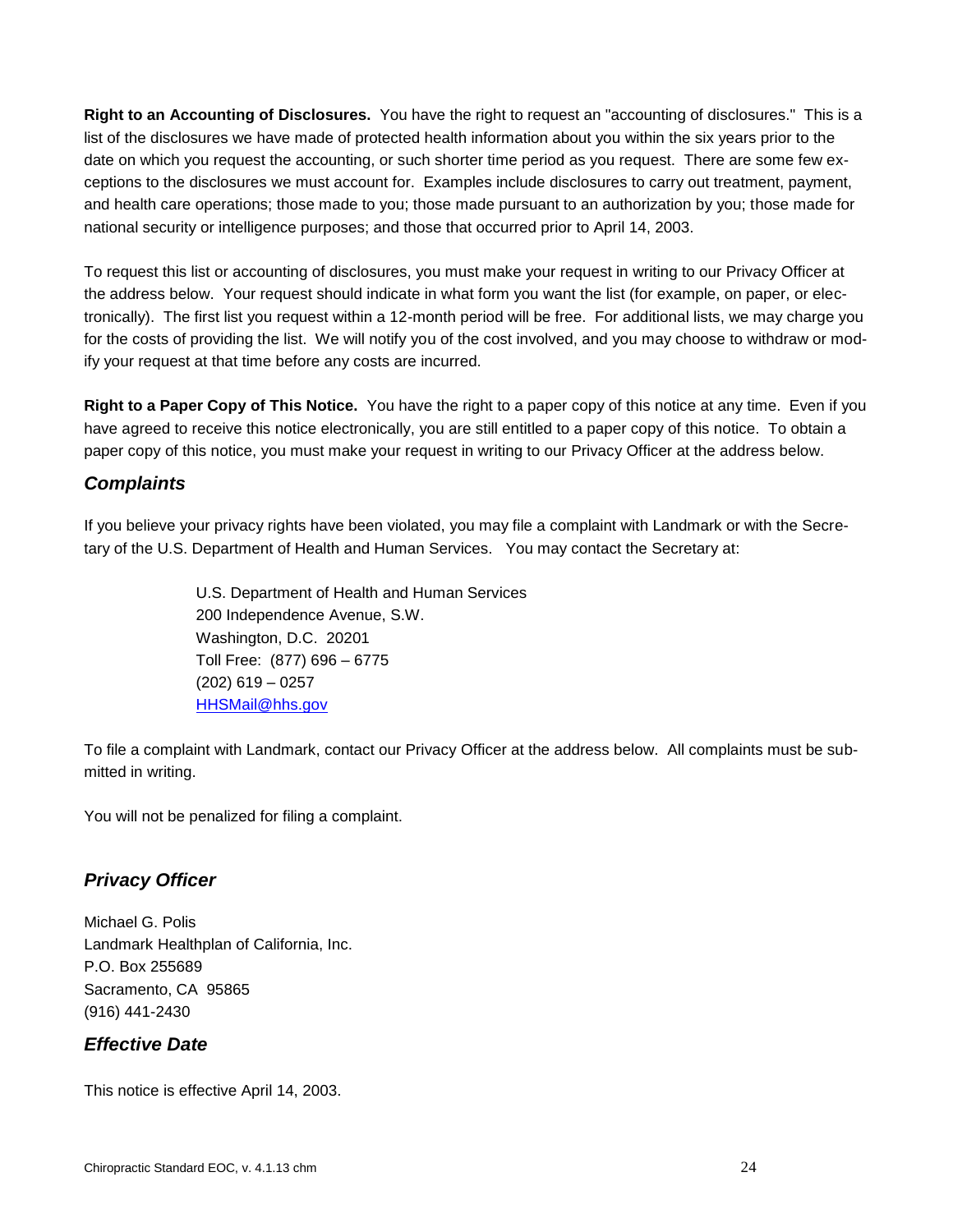**Right to an Accounting of Disclosures.** You have the right to request an "accounting of disclosures." This is a list of the disclosures we have made of protected health information about you within the six years prior to the date on which you request the accounting, or such shorter time period as you request. There are some few exceptions to the disclosures we must account for. Examples include disclosures to carry out treatment, payment, and health care operations; those made to you; those made pursuant to an authorization by you; those made for national security or intelligence purposes; and those that occurred prior to April 14, 2003.

To request this list or accounting of disclosures, you must make your request in writing to our Privacy Officer at the address below. Your request should indicate in what form you want the list (for example, on paper, or electronically). The first list you request within a 12-month period will be free. For additional lists, we may charge you for the costs of providing the list. We will notify you of the cost involved, and you may choose to withdraw or modify your request at that time before any costs are incurred.

**Right to a Paper Copy of This Notice.** You have the right to a paper copy of this notice at any time. Even if you have agreed to receive this notice electronically, you are still entitled to a paper copy of this notice. To obtain a paper copy of this notice, you must make your request in writing to our Privacy Officer at the address below.

### *Complaints*

If you believe your privacy rights have been violated, you may file a complaint with Landmark or with the Secretary of the U.S. Department of Health and Human Services. You may contact the Secretary at:

U.S. Department of Health and Human Services
200 Independence Avenue, S.W.
Washington, D.C. 20201
Toll Free: (877) 696 – 6775
(202) 619 – 0257
HHSMail@hhs.gov

To file a complaint with Landmark, contact our Privacy Officer at the address below. All complaints must be submitted in writing.

You will not be penalized for filing a complaint.

### *Privacy Officer*

Michael G. Polis
Landmark Healthplan of California, Inc.
P.O. Box 255689
Sacramento, CA 95865
(916) 441-2430

### *Effective Date*

This notice is effective April 14, 2003.